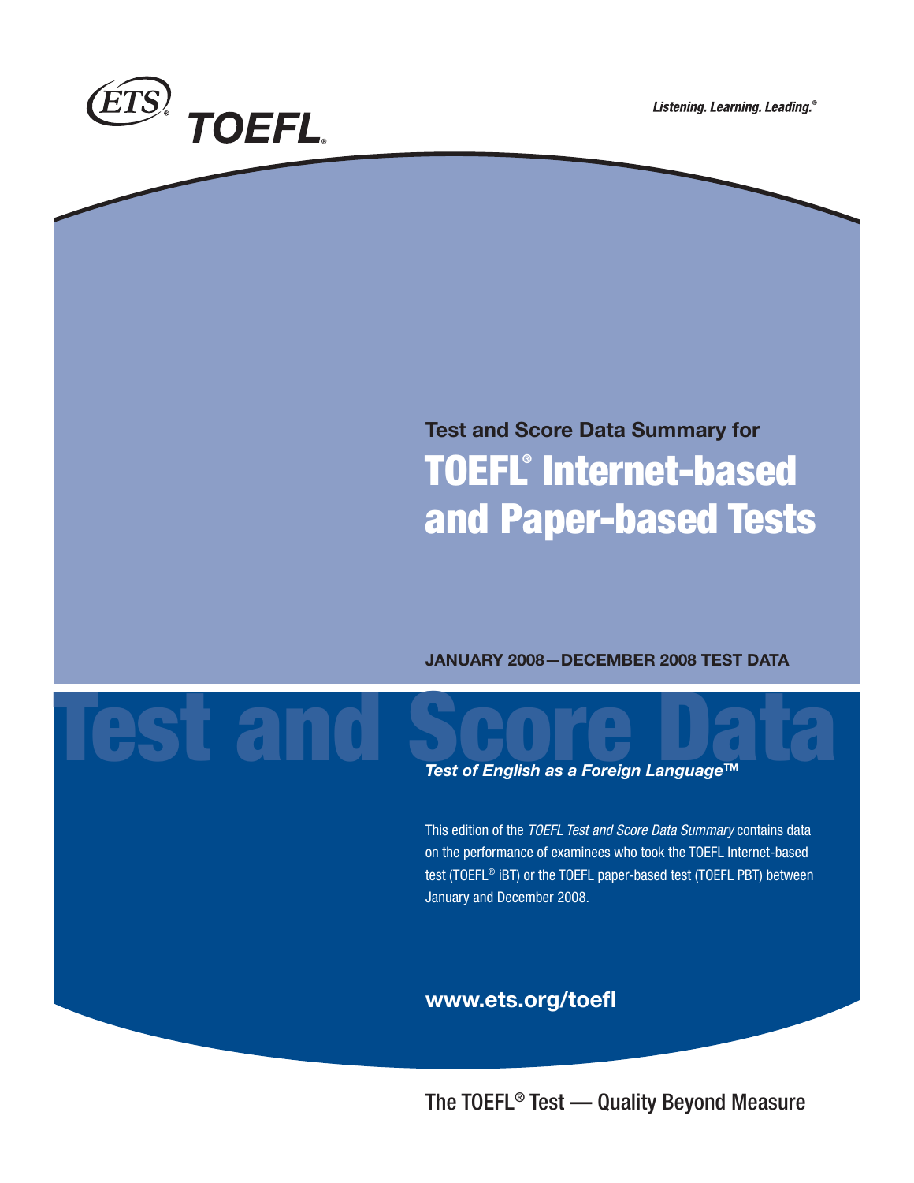ETS® TOEFL®

*Listening. Learning. Leading.®*

**Test and Score Data Summary for**

# TOEFL® Internet-based and Paper-based Tests

**JANUARY 2008—DECEMBER 2008 TEST DATA**

Test and Score Data

***Test of English as a Foreign Language™***

This edition of the *TOEFL Test and Score Data Summary* contains data on the performance of examinees who took the TOEFL Internet-based test (TOEFL® iBT) or the TOEFL paper-based test (TOEFL PBT) between January and December 2008.

**www.ets.org/toefl**

The TOEFL® Test — Quality Beyond Measure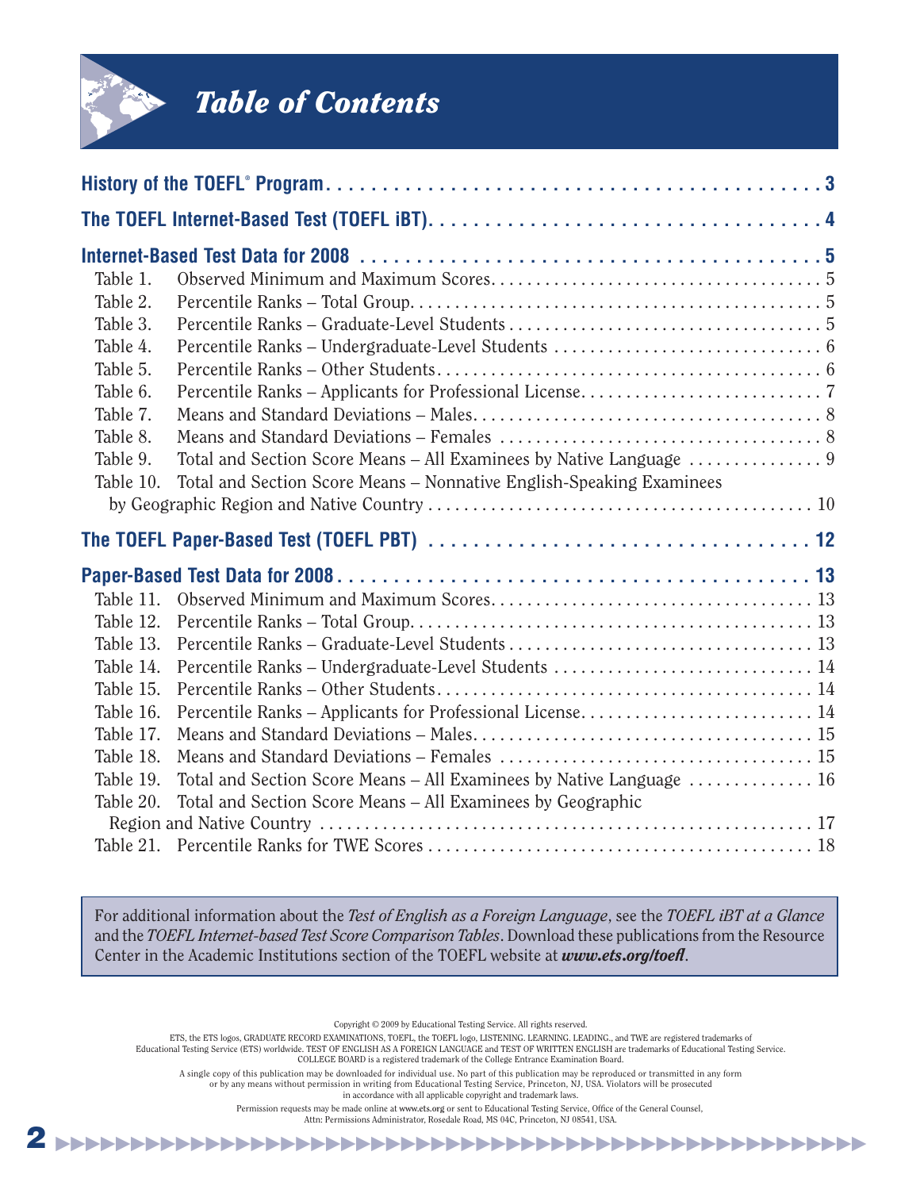# Table of Contents

**History of the TOEFL® Program** . . . 3

**The TOEFL Internet-Based Test (TOEFL iBT)** . . . 4

**Internet-Based Test Data for 2008** . . . 5

- Table 1. Observed Minimum and Maximum Scores . . . 5
- Table 2. Percentile Ranks – Total Group . . . 5
- Table 3. Percentile Ranks – Graduate-Level Students . . . 5
- Table 4. Percentile Ranks – Undergraduate-Level Students . . . 6
- Table 5. Percentile Ranks – Other Students . . . 6
- Table 6. Percentile Ranks – Applicants for Professional License . . . 7
- Table 7. Means and Standard Deviations – Males . . . 8
- Table 8. Means and Standard Deviations – Females . . . 8
- Table 9. Total and Section Score Means – All Examinees by Native Language . . . 9
- Table 10. Total and Section Score Means – Nonnative English-Speaking Examinees by Geographic Region and Native Country . . . 10

**The TOEFL Paper-Based Test (TOEFL PBT)** . . . 12

**Paper-Based Test Data for 2008** . . . 13

- Table 11. Observed Minimum and Maximum Scores . . . 13
- Table 12. Percentile Ranks – Total Group . . . 13
- Table 13. Percentile Ranks – Graduate-Level Students . . . 13
- Table 14. Percentile Ranks – Undergraduate-Level Students . . . 14
- Table 15. Percentile Ranks – Other Students . . . 14
- Table 16. Percentile Ranks – Applicants for Professional License . . . 14
- Table 17. Means and Standard Deviations – Males . . . 15
- Table 18. Means and Standard Deviations – Females . . . 15
- Table 19. Total and Section Score Means – All Examinees by Native Language . . . 16
- Table 20. Total and Section Score Means – All Examinees by Geographic Region and Native Country . . . 17
- Table 21. Percentile Ranks for TWE Scores . . . 18

For additional information about the *Test of English as a Foreign Language*, see the *TOEFL iBT at a Glance* and the *TOEFL Internet-based Test Score Comparison Tables*. Download these publications from the Resource Center in the Academic Institutions section of the TOEFL website at ***www.ets.org/toefl***.

Copyright © 2009 by Educational Testing Service. All rights reserved.

ETS, the ETS logos, GRADUATE RECORD EXAMINATIONS, TOEFL, the TOEFL logo, LISTENING. LEARNING. LEADING., and TWE are registered trademarks of Educational Testing Service (ETS) worldwide. TEST OF ENGLISH AS A FOREIGN LANGUAGE and TEST OF WRITTEN ENGLISH are trademarks of Educational Testing Service. COLLEGE BOARD is a registered trademark of the College Entrance Examination Board.

A single copy of this publication may be downloaded for individual use. No part of this publication may be reproduced or transmitted in any form or by any means without permission in writing from Educational Testing Service, Princeton, NJ, USA. Violators will be prosecuted in accordance with all applicable copyright and trademark laws.

Permission requests may be made online at www.ets.org or sent to Educational Testing Service, Office of the General Counsel, Attn: Permissions Administrator, Rosedale Road, MS 04C, Princeton, NJ 08541, USA.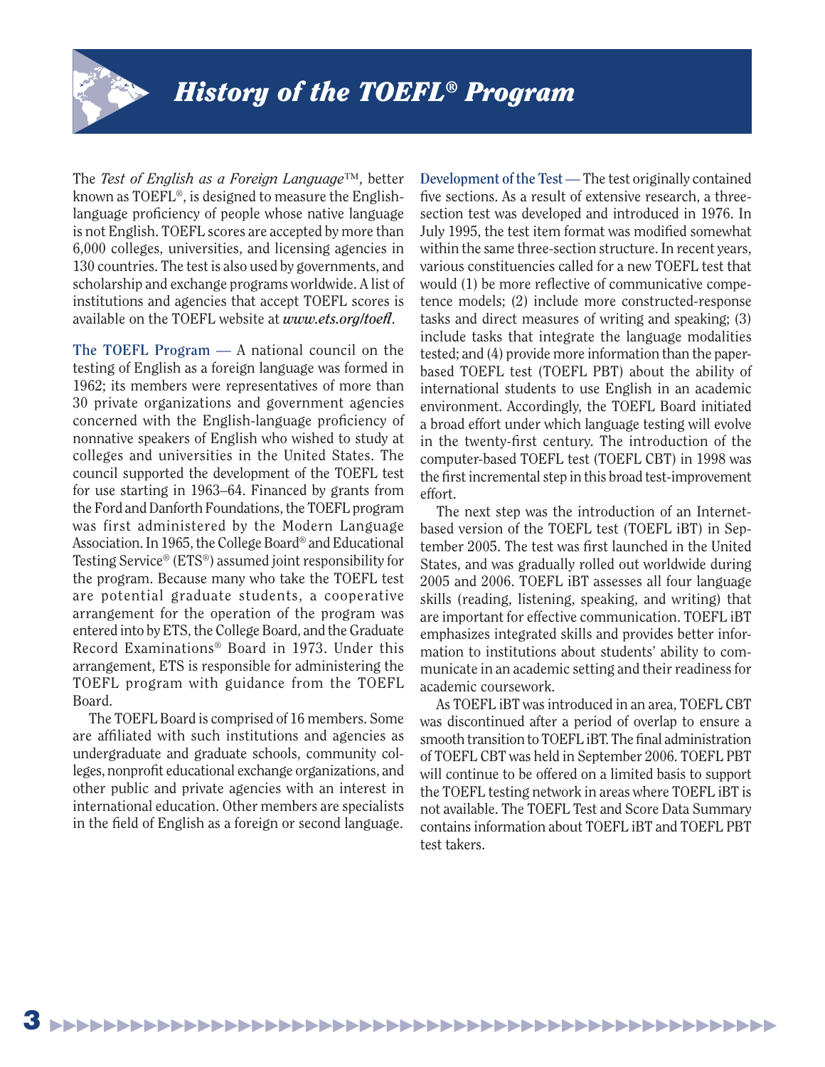# History of the TOEFL® Program

The *Test of English as a Foreign Language*™, better known as TOEFL®, is designed to measure the English-language proficiency of people whose native language is not English. TOEFL scores are accepted by more than 6,000 colleges, universities, and licensing agencies in 130 countries. The test is also used by governments, and scholarship and exchange programs worldwide. A list of institutions and agencies that accept TOEFL scores is available on the TOEFL website at ***www.ets.org/toefl***.

**The TOEFL Program —** A national council on the testing of English as a foreign language was formed in 1962; its members were representatives of more than 30 private organizations and government agencies concerned with the English-language proficiency of nonnative speakers of English who wished to study at colleges and universities in the United States. The council supported the development of the TOEFL test for use starting in 1963–64. Financed by grants from the Ford and Danforth Foundations, the TOEFL program was first administered by the Modern Language Association. In 1965, the College Board® and Educational Testing Service® (ETS®) assumed joint responsibility for the program. Because many who take the TOEFL test are potential graduate students, a cooperative arrangement for the operation of the program was entered into by ETS, the College Board, and the Graduate Record Examinations® Board in 1973. Under this arrangement, ETS is responsible for administering the TOEFL program with guidance from the TOEFL Board.

The TOEFL Board is comprised of 16 members. Some are affiliated with such institutions and agencies as undergraduate and graduate schools, community colleges, nonprofit educational exchange organizations, and other public and private agencies with an interest in international education. Other members are specialists in the field of English as a foreign or second language.

**Development of the Test —** The test originally contained five sections. As a result of extensive research, a three-section test was developed and introduced in 1976. In July 1995, the test item format was modified somewhat within the same three-section structure. In recent years, various constituencies called for a new TOEFL test that would (1) be more reflective of communicative competence models; (2) include more constructed-response tasks and direct measures of writing and speaking; (3) include tasks that integrate the language modalities tested; and (4) provide more information than the paper-based TOEFL test (TOEFL PBT) about the ability of international students to use English in an academic environment. Accordingly, the TOEFL Board initiated a broad effort under which language testing will evolve in the twenty-first century. The introduction of the computer-based TOEFL test (TOEFL CBT) in 1998 was the first incremental step in this broad test-improvement effort.

The next step was the introduction of an Internet-based version of the TOEFL test (TOEFL iBT) in September 2005. The test was first launched in the United States, and was gradually rolled out worldwide during 2005 and 2006. TOEFL iBT assesses all four language skills (reading, listening, speaking, and writing) that are important for effective communication. TOEFL iBT emphasizes integrated skills and provides better information to institutions about students' ability to communicate in an academic setting and their readiness for academic coursework.

As TOEFL iBT was introduced in an area, TOEFL CBT was discontinued after a period of overlap to ensure a smooth transition to TOEFL iBT. The final administration of TOEFL CBT was held in September 2006. TOEFL PBT will continue to be offered on a limited basis to support the TOEFL testing network in areas where TOEFL iBT is not available. The TOEFL Test and Score Data Summary contains information about TOEFL iBT and TOEFL PBT test takers.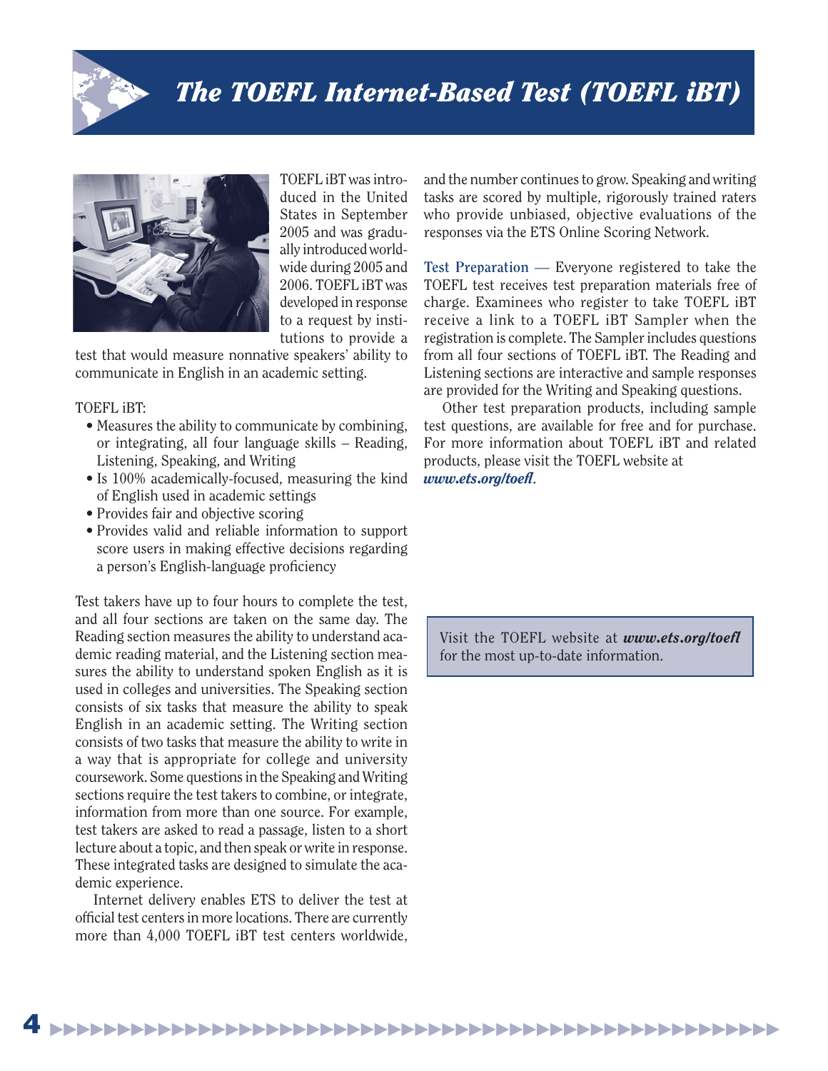# The TOEFL Internet-Based Test (TOEFL iBT)

TOEFL iBT was introduced in the United States in September 2005 and was gradually introduced worldwide during 2005 and 2006. TOEFL iBT was developed in response to a request by institutions to provide a test that would measure nonnative speakers' ability to communicate in English in an academic setting.

TOEFL iBT:

- Measures the ability to communicate by combining, or integrating, all four language skills – Reading, Listening, Speaking, and Writing
- Is 100% academically-focused, measuring the kind of English used in academic settings
- Provides fair and objective scoring
- Provides valid and reliable information to support score users in making effective decisions regarding a person's English-language proficiency

Test takers have up to four hours to complete the test, and all four sections are taken on the same day. The Reading section measures the ability to understand academic reading material, and the Listening section measures the ability to understand spoken English as it is used in colleges and universities. The Speaking section consists of six tasks that measure the ability to speak English in an academic setting. The Writing section consists of two tasks that measure the ability to write in a way that is appropriate for college and university coursework. Some questions in the Speaking and Writing sections require the test takers to combine, or integrate, information from more than one source. For example, test takers are asked to read a passage, listen to a short lecture about a topic, and then speak or write in response. These integrated tasks are designed to simulate the academic experience.

Internet delivery enables ETS to deliver the test at official test centers in more locations. There are currently more than 4,000 TOEFL iBT test centers worldwide, and the number continues to grow. Speaking and writing tasks are scored by multiple, rigorously trained raters who provide unbiased, objective evaluations of the responses via the ETS Online Scoring Network.

**Test Preparation** — Everyone registered to take the TOEFL test receives test preparation materials free of charge. Examinees who register to take TOEFL iBT receive a link to a TOEFL iBT Sampler when the registration is complete. The Sampler includes questions from all four sections of TOEFL iBT. The Reading and Listening sections are interactive and sample responses are provided for the Writing and Speaking questions.

Other test preparation products, including sample test questions, are available for free and for purchase. For more information about TOEFL iBT and related products, please visit the TOEFL website at ***www.ets.org/toefl***.

> Visit the TOEFL website at ***www.ets.org/toefl*** for the most up-to-date information.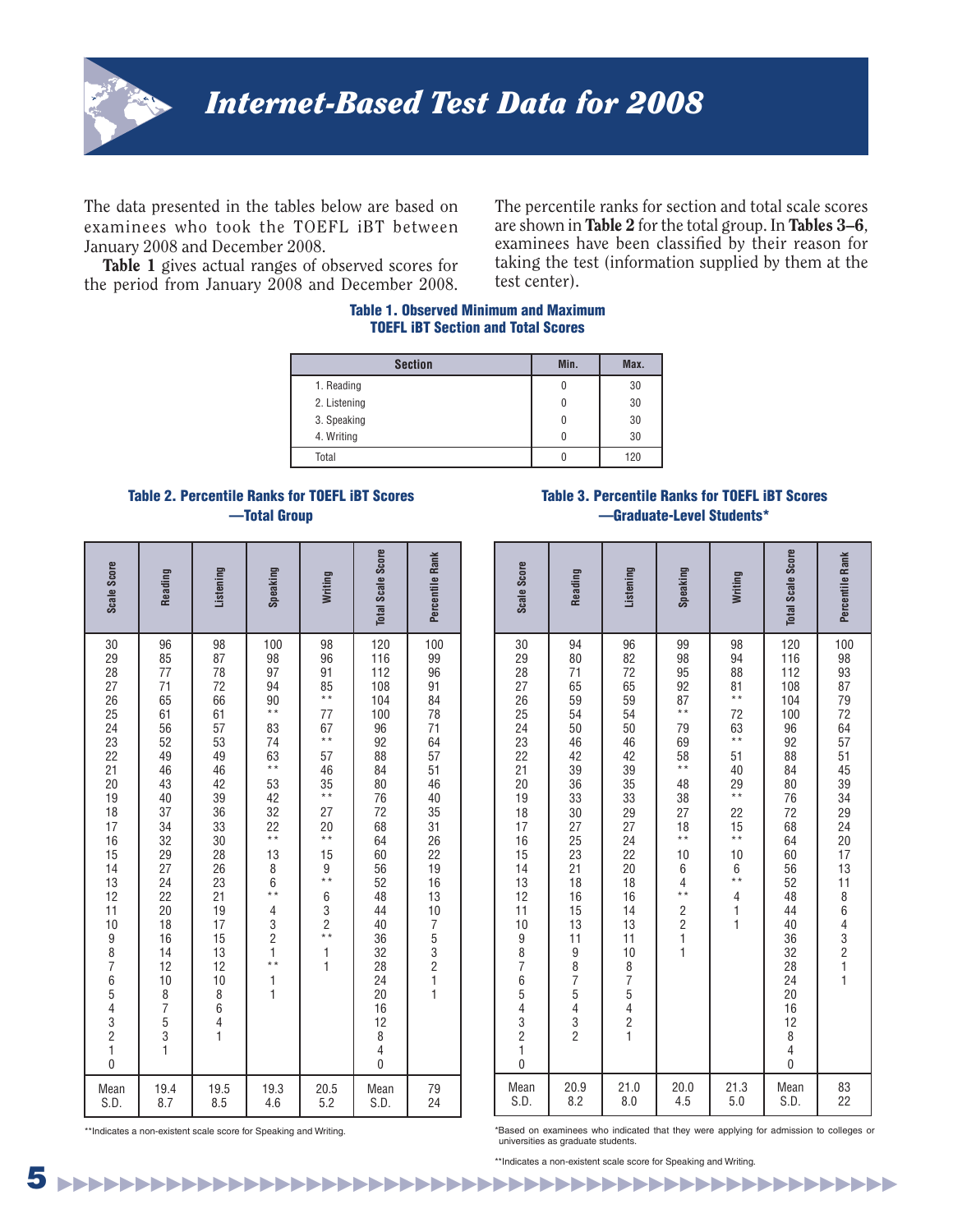# Internet-Based Test Data for 2008

The data presented in the tables below are based on examinees who took the TOEFL iBT between January 2008 and December 2008.

**Table 1** gives actual ranges of observed scores for the period from January 2008 and December 2008.

The percentile ranks for section and total scale scores are shown in **Table 2** for the total group. In **Tables 3–6**, examinees have been classified by their reason for taking the test (information supplied by them at the test center).

**Table 1. Observed Minimum and Maximum TOEFL iBT Section and Total Scores**

| Section | Min. | Max. |
|---|---|---|
| 1. Reading | 0 | 30 |
| 2. Listening | 0 | 30 |
| 3. Speaking | 0 | 30 |
| 4. Writing | 0 | 30 |
| Total | 0 | 120 |

**Table 2. Percentile Ranks for TOEFL iBT Scores —Total Group**

| Scale Score | Reading | Listening | Speaking | Writing | Total Scale Score | Percentile Rank |
|---|---|---|---|---|---|---|
| 30 | 96 | 98 | 100 | 98 | 120 | 100 |
| 29 | 85 | 87 | 98 | 96 | 116 | 99 |
| 28 | 77 | 78 | 97 | 91 | 112 | 96 |
| 27 | 71 | 72 | 94 | 85 | 108 | 91 |
| 26 | 65 | 66 | 90 | ** | 104 | 84 |
| 25 | 61 | 61 | ** | 77 | 100 | 78 |
| 24 | 56 | 57 | 83 | 67 | 96 | 71 |
| 23 | 52 | 53 | 74 | ** | 92 | 64 |
| 22 | 49 | 49 | 63 | 57 | 88 | 57 |
| 21 | 46 | 46 | ** | 46 | 84 | 51 |
| 20 | 43 | 42 | 53 | 35 | 80 | 46 |
| 19 | 40 | 39 | 42 | ** | 76 | 40 |
| 18 | 37 | 36 | 32 | 27 | 72 | 35 |
| 17 | 34 | 33 | 22 | 20 | 68 | 31 |
| 16 | 32 | 30 | ** | ** | 64 | 26 |
| 15 | 29 | 28 | 13 | 15 | 60 | 22 |
| 14 | 27 | 26 | 8 | 9 | 56 | 19 |
| 13 | 24 | 23 | 6 | ** | 52 | 16 |
| 12 | 22 | 21 | ** | 6 | 48 | 13 |
| 11 | 20 | 19 | 4 | 3 | 44 | 10 |
| 10 | 18 | 17 | 3 | 2 | 40 | 7 |
| 9 | 16 | 15 | 2 | ** | 36 | 5 |
| 8 | 14 | 13 | 1 | 1 | 32 | 3 |
| 7 | 12 | 12 | ** | 1 | 28 | 2 |
| 6 | 10 | 10 | 1 | | 24 | 1 |
| 5 | 8 | 8 | 1 | | 20 | 1 |
| 4 | 7 | 6 | | | 16 | |
| 3 | 5 | 4 | | | 12 | |
| 2 | 3 | 1 | | | 8 | |
| 1 | 1 | | | | 4 | |
| 0 | | | | | 0 | |
| Mean | 19.4 | 19.5 | 19.3 | 20.5 | Mean | 79 |
| S.D. | 8.7 | 8.5 | 4.6 | 5.2 | S.D. | 24 |

**Indicates a non-existent scale score for Speaking and Writing.

**Table 3. Percentile Ranks for TOEFL iBT Scores —Graduate-Level Students***

| Scale Score | Reading | Listening | Speaking | Writing | Total Scale Score | Percentile Rank |
|---|---|---|---|---|---|---|
| 30 | 94 | 96 | 99 | 98 | 120 | 100 |
| 29 | 80 | 82 | 98 | 94 | 116 | 98 |
| 28 | 71 | 72 | 95 | 88 | 112 | 93 |
| 27 | 65 | 65 | 92 | 81 | 108 | 87 |
| 26 | 59 | 59 | 87 | ** | 104 | 79 |
| 25 | 54 | 54 | ** | 72 | 100 | 72 |
| 24 | 50 | 50 | 79 | 63 | 96 | 64 |
| 23 | 46 | 46 | 69 | ** | 92 | 57 |
| 22 | 42 | 42 | 58 | 51 | 88 | 51 |
| 21 | 39 | 39 | ** | 40 | 84 | 45 |
| 20 | 36 | 35 | 48 | 29 | 80 | 39 |
| 19 | 33 | 33 | 38 | ** | 76 | 34 |
| 18 | 30 | 29 | 27 | 22 | 72 | 29 |
| 17 | 27 | 27 | 18 | 15 | 68 | 24 |
| 16 | 25 | 24 | ** | ** | 64 | 20 |
| 15 | 23 | 22 | 10 | 10 | 60 | 17 |
| 14 | 21 | 20 | 6 | 6 | 56 | 13 |
| 13 | 18 | 18 | 4 | ** | 52 | 11 |
| 12 | 16 | 16 | ** | 4 | 48 | 8 |
| 11 | 15 | 14 | 2 | 1 | 44 | 6 |
| 10 | 13 | 13 | 2 | 1 | 40 | 4 |
| 9 | 11 | 11 | 1 | | 36 | 3 |
| 8 | 9 | 10 | 1 | | 32 | 2 |
| 7 | 8 | 8 | | | 28 | 1 |
| 6 | 7 | 7 | | | 24 | 1 |
| 5 | 5 | 5 | | | 20 | |
| 4 | 4 | 4 | | | 16 | |
| 3 | 3 | 2 | | | 12 | |
| 2 | 2 | 1 | | | 8 | |
| 1 | | | | | 4 | |
| 0 | | | | | 0 | |
| Mean | 20.9 | 21.0 | 20.0 | 21.3 | Mean | 83 |
| S.D. | 8.2 | 8.0 | 4.5 | 5.0 | S.D. | 22 |

*Based on examinees who indicated that they were applying for admission to colleges or universities as graduate students.

**Indicates a non-existent scale score for Speaking and Writing.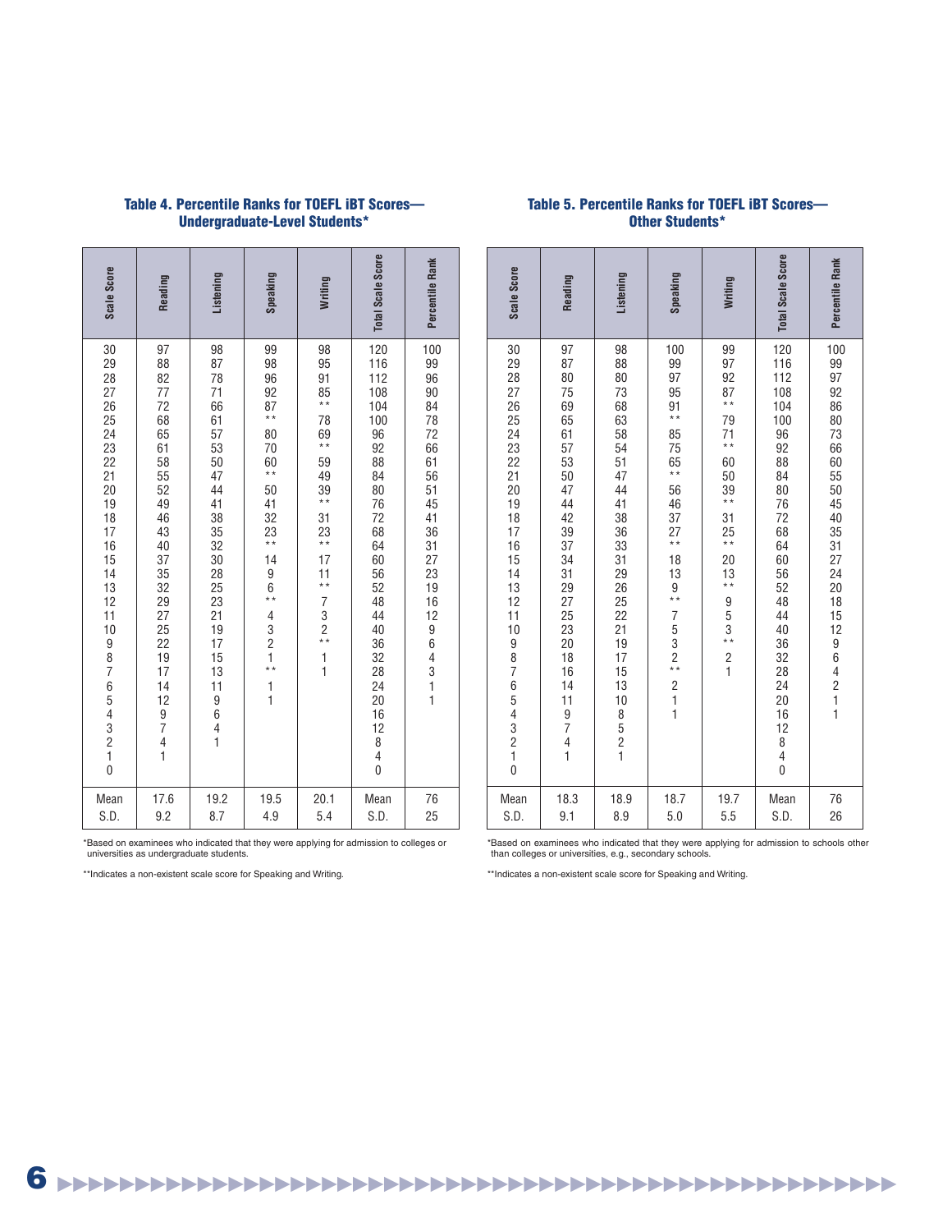### Table 4. Percentile Ranks for TOEFL iBT Scores—Undergraduate-Level Students*

| Scale Score | Reading | Listening | Speaking | Writing | Total Scale Score | Percentile Rank |
|---|---|---|---|---|---|---|
| 30 | 97 | 98 | 99 | 98 | 120 | 100 |
| 29 | 88 | 87 | 98 | 95 | 116 | 99 |
| 28 | 82 | 78 | 96 | 91 | 112 | 96 |
| 27 | 77 | 71 | 92 | 85 | 108 | 90 |
| 26 | 72 | 66 | 87 | ** | 104 | 84 |
| 25 | 68 | 61 | ** | 78 | 100 | 78 |
| 24 | 65 | 57 | 80 | 69 | 96 | 72 |
| 23 | 61 | 53 | 70 | ** | 92 | 66 |
| 22 | 58 | 50 | 60 | 59 | 88 | 61 |
| 21 | 55 | 47 | ** | 49 | 84 | 56 |
| 20 | 52 | 44 | 50 | 39 | 80 | 51 |
| 19 | 49 | 41 | 41 | ** | 76 | 45 |
| 18 | 46 | 38 | 32 | 31 | 72 | 41 |
| 17 | 43 | 35 | 23 | 23 | 68 | 36 |
| 16 | 40 | 32 | ** | ** | 64 | 31 |
| 15 | 37 | 30 | 14 | 17 | 60 | 27 |
| 14 | 35 | 28 | 9 | 11 | 56 | 23 |
| 13 | 32 | 25 | 6 | ** | 52 | 19 |
| 12 | 29 | 23 | ** | 7 | 48 | 16 |
| 11 | 27 | 21 | 4 | 3 | 44 | 12 |
| 10 | 25 | 19 | 3 | 2 | 40 | 9 |
| 9 | 22 | 17 | 2 | ** | 36 | 6 |
| 8 | 19 | 15 | 1 | 1 | 32 | 4 |
| 7 | 17 | 13 | ** | 1 | 28 | 3 |
| 6 | 14 | 11 | 1 | | 24 | 1 |
| 5 | 12 | 9 | 1 | | 20 | 1 |
| 4 | 9 | 6 | | | 16 | |
| 3 | 7 | 4 | | | 12 | |
| 2 | 4 | 1 | | | 8 | |
| 1 | 1 | | | | 4 | |
| 0 | | | | | 0 | |
| Mean | 17.6 | 19.2 | 19.5 | 20.1 | Mean | 76 |
| S.D. | 9.2 | 8.7 | 4.9 | 5.4 | S.D. | 25 |

*Based on examinees who indicated that they were applying for admission to colleges or universities as undergraduate students.

**Indicates a non-existent scale score for Speaking and Writing.

### Table 5. Percentile Ranks for TOEFL iBT Scores—Other Students*

| Scale Score | Reading | Listening | Speaking | Writing | Total Scale Score | Percentile Rank |
|---|---|---|---|---|---|---|
| 30 | 97 | 98 | 100 | 99 | 120 | 100 |
| 29 | 87 | 88 | 99 | 97 | 116 | 99 |
| 28 | 80 | 80 | 97 | 92 | 112 | 97 |
| 27 | 75 | 73 | 95 | 87 | 108 | 92 |
| 26 | 69 | 68 | 91 | ** | 104 | 86 |
| 25 | 65 | 63 | ** | 79 | 100 | 80 |
| 24 | 61 | 58 | 85 | 71 | 96 | 73 |
| 23 | 57 | 54 | 75 | ** | 92 | 66 |
| 22 | 53 | 51 | 65 | 60 | 88 | 60 |
| 21 | 50 | 47 | ** | 50 | 84 | 55 |
| 20 | 47 | 44 | 56 | 39 | 80 | 50 |
| 19 | 44 | 41 | 46 | ** | 76 | 45 |
| 18 | 42 | 38 | 37 | 31 | 72 | 40 |
| 17 | 39 | 36 | 27 | 25 | 68 | 35 |
| 16 | 37 | 33 | ** | ** | 64 | 31 |
| 15 | 34 | 31 | 18 | 20 | 60 | 27 |
| 14 | 31 | 29 | 13 | 13 | 56 | 24 |
| 13 | 29 | 26 | 9 | ** | 52 | 20 |
| 12 | 27 | 25 | ** | 9 | 48 | 18 |
| 11 | 25 | 22 | 7 | 5 | 44 | 15 |
| 10 | 23 | 21 | 5 | 3 | 40 | 12 |
| 9 | 20 | 19 | 3 | ** | 36 | 9 |
| 8 | 18 | 17 | 2 | 2 | 32 | 6 |
| 7 | 16 | 15 | ** | 1 | 28 | 4 |
| 6 | 14 | 13 | 2 | | 24 | 2 |
| 5 | 11 | 10 | 1 | | 20 | 1 |
| 4 | 9 | 8 | 1 | | 16 | 1 |
| 3 | 7 | 5 | | | 12 | |
| 2 | 4 | 2 | | | 8 | |
| 1 | 1 | 1 | | | 4 | |
| 0 | | | | | 0 | |
| Mean | 18.3 | 18.9 | 18.7 | 19.7 | Mean | 76 |
| S.D. | 9.1 | 8.9 | 5.0 | 5.5 | S.D. | 26 |

*Based on examinees who indicated that they were applying for admission to schools other than colleges or universities, e.g., secondary schools.

**Indicates a non-existent scale score for Speaking and Writing.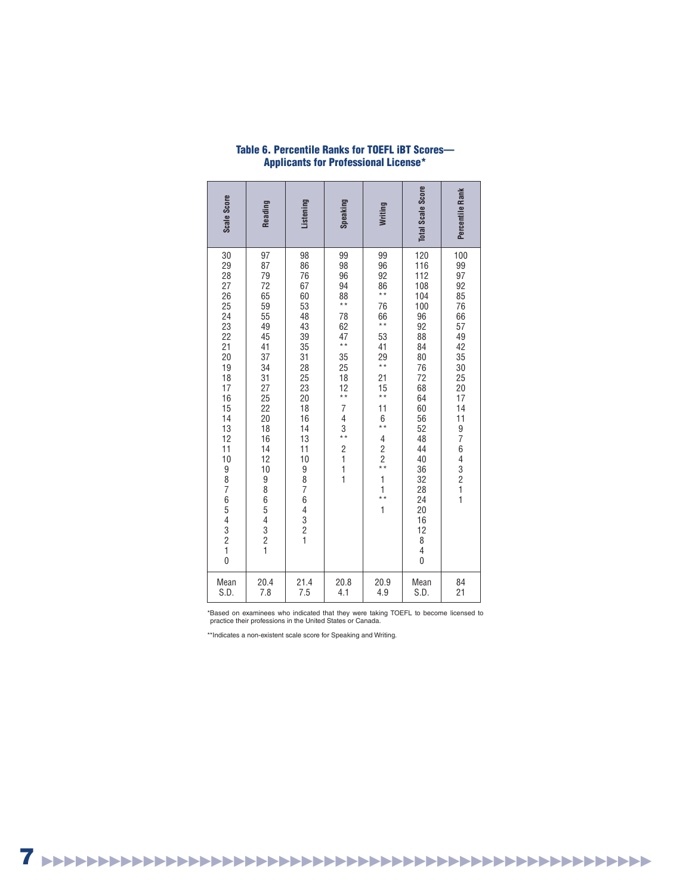## Table 6. Percentile Ranks for TOEFL iBT Scores— Applicants for Professional License*

| Scale Score | Reading | Listening | Speaking | Writing | Total Scale Score | Percentile Rank |
|---|---|---|---|---|---|---|
| 30 | 97 | 98 | 99 | 99 | 120 | 100 |
| 29 | 87 | 86 | 98 | 96 | 116 | 99 |
| 28 | 79 | 76 | 96 | 92 | 112 | 97 |
| 27 | 72 | 67 | 94 | 86 | 108 | 92 |
| 26 | 65 | 60 | 88 | ** | 104 | 85 |
| 25 | 59 | 53 | ** | 76 | 100 | 76 |
| 24 | 55 | 48 | 78 | 66 | 96 | 66 |
| 23 | 49 | 43 | 62 | ** | 92 | 57 |
| 22 | 45 | 39 | 47 | 53 | 88 | 49 |
| 21 | 41 | 35 | ** | 41 | 84 | 42 |
| 20 | 37 | 31 | 35 | 29 | 80 | 35 |
| 19 | 34 | 28 | 25 | ** | 76 | 30 |
| 18 | 31 | 25 | 18 | 21 | 72 | 25 |
| 17 | 27 | 23 | 12 | 15 | 68 | 20 |
| 16 | 25 | 20 | ** | ** | 64 | 17 |
| 15 | 22 | 18 | 7 | 11 | 60 | 14 |
| 14 | 20 | 16 | 4 | 6 | 56 | 11 |
| 13 | 18 | 14 | 3 | ** | 52 | 9 |
| 12 | 16 | 13 | ** | 4 | 48 | 7 |
| 11 | 14 | 11 | 2 | 2 | 44 | 6 |
| 10 | 12 | 10 | 1 | 2 | 40 | 4 |
| 9 | 10 | 9 | 1 | ** | 36 | 3 |
| 8 | 9 | 8 | 1 | 1 | 32 | 2 |
| 7 | 8 | 7 | | 1 | 28 | 1 |
| 6 | 6 | 6 | | ** | 24 | 1 |
| 5 | 5 | 4 | | 1 | 20 | |
| 4 | 4 | 3 | | | 16 | |
| 3 | 3 | 2 | | | 12 | |
| 2 | 2 | 1 | | | 8 | |
| 1 | 1 | | | | 4 | |
| 0 | | | | | 0 | |
| Mean | 20.4 | 21.4 | 20.8 | 20.9 | Mean | 84 |
| S.D. | 7.8 | 7.5 | 4.1 | 4.9 | S.D. | 21 |

*Based on examinees who indicated that they were taking TOEFL to become licensed to practice their professions in the United States or Canada.

**Indicates a non-existent scale score for Speaking and Writing.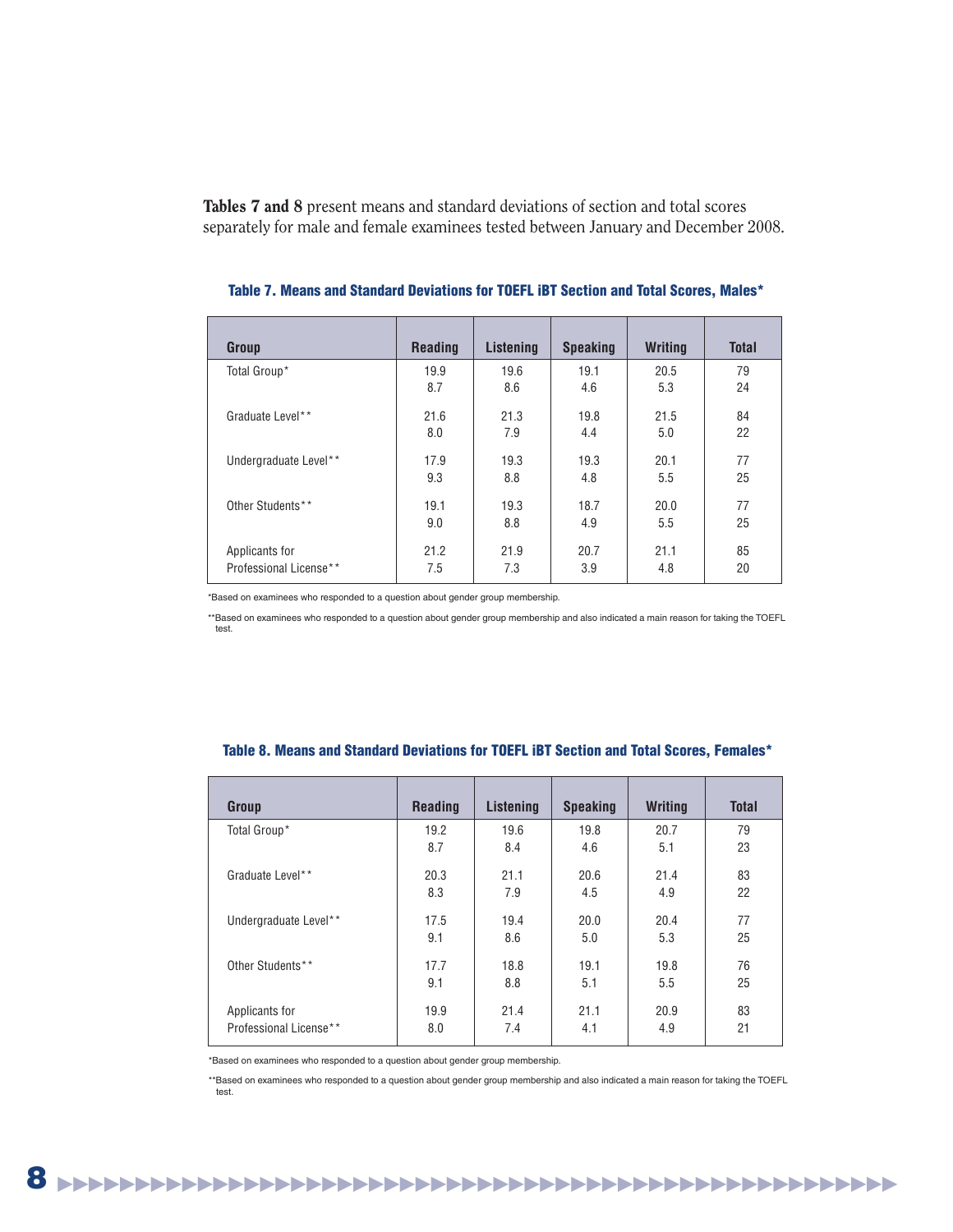**Tables 7 and 8** present means and standard deviations of section and total scores separately for male and female examinees tested between January and December 2008.

### Table 7. Means and Standard Deviations for TOEFL iBT Section and Total Scores, Males*

| Group | Reading | Listening | Speaking | Writing | Total |
|---|---|---|---|---|---|
| Total Group* | 19.9<br>8.7 | 19.6<br>8.6 | 19.1<br>4.6 | 20.5<br>5.3 | 79<br>24 |
| Graduate Level** | 21.6<br>8.0 | 21.3<br>7.9 | 19.8<br>4.4 | 21.5<br>5.0 | 84<br>22 |
| Undergraduate Level** | 17.9<br>9.3 | 19.3<br>8.8 | 19.3<br>4.8 | 20.1<br>5.5 | 77<br>25 |
| Other Students** | 19.1<br>9.0 | 19.3<br>8.8 | 18.7<br>4.9 | 20.0<br>5.5 | 77<br>25 |
| Applicants for Professional License** | 21.2<br>7.5 | 21.9<br>7.3 | 20.7<br>3.9 | 21.1<br>4.8 | 85<br>20 |

*Based on examinees who responded to a question about gender group membership.

**Based on examinees who responded to a question about gender group membership and also indicated a main reason for taking the TOEFL test.

### Table 8. Means and Standard Deviations for TOEFL iBT Section and Total Scores, Females*

| Group | Reading | Listening | Speaking | Writing | Total |
|---|---|---|---|---|---|
| Total Group* | 19.2<br>8.7 | 19.6<br>8.4 | 19.8<br>4.6 | 20.7<br>5.1 | 79<br>23 |
| Graduate Level** | 20.3<br>8.3 | 21.1<br>7.9 | 20.6<br>4.5 | 21.4<br>4.9 | 83<br>22 |
| Undergraduate Level** | 17.5<br>9.1 | 19.4<br>8.6 | 20.0<br>5.0 | 20.4<br>5.3 | 77<br>25 |
| Other Students** | 17.7<br>9.1 | 18.8<br>8.8 | 19.1<br>5.1 | 19.8<br>5.5 | 76<br>25 |
| Applicants for Professional License** | 19.9<br>8.0 | 21.4<br>7.4 | 21.1<br>4.1 | 20.9<br>4.9 | 83<br>21 |

*Based on examinees who responded to a question about gender group membership.

**Based on examinees who responded to a question about gender group membership and also indicated a main reason for taking the TOEFL test.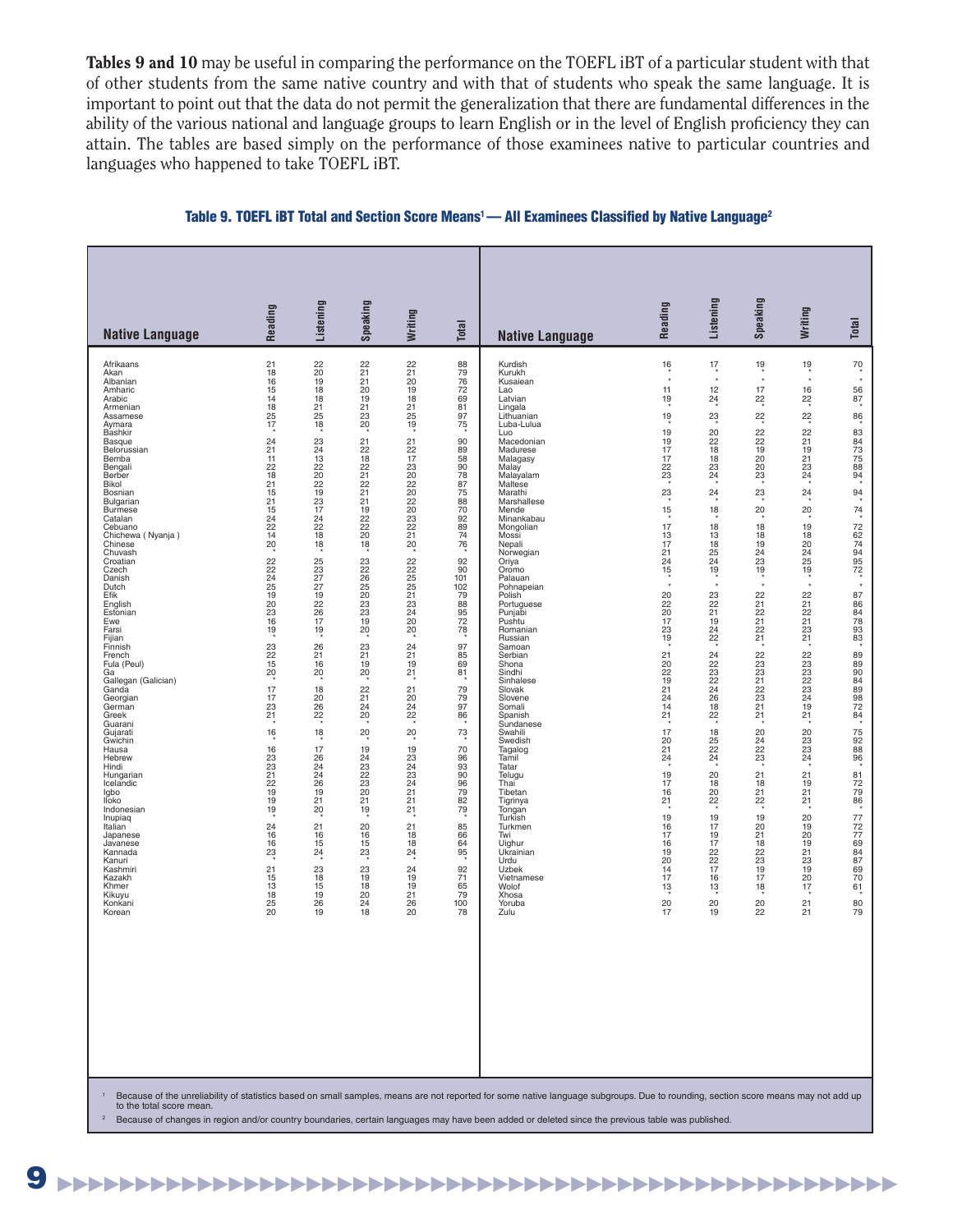**Tables 9 and 10** may be useful in comparing the performance on the TOEFL iBT of a particular student with that of other students from the same native country and with that of students who speak the same language. It is important to point out that the data do not permit the generalization that there are fundamental differences in the ability of the various national and language groups to learn English or in the level of English proficiency they can attain. The tables are based simply on the performance of those examinees native to particular countries and languages who happened to take TOEFL iBT.

## Table 9. TOEFL iBT Total and Section Score Means[1] — All Examinees Classified by Native Language[2]

| Native Language | Reading | Listening | Speaking | Writing | Total |
|---|---|---|---|---|---|
| Afrikaans | 21 | 22 | 22 | 22 | 88 |
| Akan | 18 | 20 | 21 | 21 | 79 |
| Albanian | 16 | 19 | 21 | 20 | 76 |
| Amharic | 15 | 18 | 20 | 19 | 72 |
| Arabic | 14 | 18 | 19 | 18 | 69 |
| Armenian | 18 | 21 | 21 | 21 | 81 |
| Assamese | 25 | 25 | 23 | 25 | 97 |
| Aymara | 17 | 18 | 20 | 19 | 75 |
| Bashkir | * | * | * | * | * |
| Basque | 24 | 23 | 21 | 21 | 90 |
| Belorussian | 21 | 24 | 22 | 22 | 89 |
| Bemba | 11 | 13 | 18 | 17 | 58 |
| Bengali | 22 | 22 | 22 | 23 | 90 |
| Berber | 18 | 20 | 21 | 20 | 78 |
| Bikol | 21 | 22 | 22 | 22 | 87 |
| Bosnian | 15 | 19 | 21 | 20 | 75 |
| Bulgarian | 21 | 23 | 21 | 22 | 88 |
| Burmese | 15 | 17 | 19 | 20 | 70 |
| Catalan | 24 | 24 | 22 | 23 | 92 |
| Cebuano | 22 | 22 | 22 | 22 | 89 |
| Chichewa ( Nyanja ) | 14 | 18 | 20 | 21 | 74 |
| Chinese | 20 | 18 | 18 | 20 | 76 |
| Chuvash | * | * | * | * | * |
| Croatian | 22 | 25 | 23 | 22 | 92 |
| Czech | 22 | 23 | 22 | 22 | 90 |
| Danish | 24 | 27 | 26 | 25 | 101 |
| Dutch | 25 | 27 | 25 | 25 | 102 |
| Efik | 19 | 19 | 20 | 21 | 79 |
| English | 20 | 22 | 23 | 23 | 88 |
| Estonian | 23 | 26 | 23 | 24 | 95 |
| Ewe | 16 | 17 | 19 | 20 | 72 |
| Farsi | 19 | 19 | 20 | 20 | 78 |
| Fijian | * | * | * | * | * |
| Finnish | 23 | 26 | 23 | 24 | 97 |
| French | 22 | 21 | 21 | 21 | 85 |
| Fula (Peul) | 15 | 16 | 19 | 19 | 69 |
| Ga | 20 | 20 | 20 | 21 | 81 |
| Gallegan (Galician) | * | * | * | * | * |
| Ganda | 17 | 18 | 22 | 21 | 79 |
| Georgian | 17 | 20 | 21 | 20 | 79 |
| German | 23 | 26 | 24 | 24 | 97 |
| Greek | 21 | 22 | 20 | 22 | 86 |
| Guarani | * | * | * | * | * |
| Gujarati | 16 | 18 | 20 | 20 | 73 |
| Gwichin | * | * | * | * | * |
| Hausa | 16 | 17 | 19 | 19 | 70 |
| Hebrew | 23 | 26 | 24 | 23 | 96 |
| Hindi | 23 | 24 | 23 | 24 | 93 |
| Hungarian | 21 | 24 | 22 | 23 | 90 |
| Icelandic | 22 | 26 | 23 | 24 | 96 |
| Igbo | 19 | 19 | 20 | 21 | 79 |
| Iloko | 19 | 21 | 21 | 21 | 82 |
| Indonesian | 19 | 20 | 19 | 21 | 79 |
| Inupiaq | * | * | * | * | * |
| Italian | 24 | 21 | 20 | 21 | 85 |
| Japanese | 16 | 16 | 16 | 18 | 66 |
| Javanese | 16 | 15 | 15 | 18 | 64 |
| Kannada | 23 | 24 | 23 | 24 | 95 |
| Kanuri | * | * | * | * | * |
| Kashmiri | 21 | 23 | 23 | 24 | 92 |
| Kazakh | 15 | 18 | 19 | 19 | 71 |
| Khmer | 13 | 15 | 18 | 19 | 65 |
| Kikuyu | 18 | 19 | 20 | 21 | 79 |
| Konkani | 25 | 26 | 24 | 26 | 100 |
| Korean | 20 | 19 | 18 | 20 | 78 |
| Kurdish | 16 | 17 | 19 | 19 | 70 |
| Kurukh | * | * | * | * | * |
| Kusaiean | * | * | * | * | * |
| Lao | 11 | 12 | 17 | 16 | 56 |
| Latvian | 19 | 24 | 22 | 22 | 87 |
| Lingala | * | * | * | * | * |
| Lithuanian | 19 | 23 | 22 | 22 | 86 |
| Luba-Lulua | * | * | * | * | * |
| Luo | 19 | 20 | 22 | 22 | 83 |
| Macedonian | 19 | 22 | 22 | 21 | 84 |
| Madurese | 17 | 18 | 19 | 19 | 73 |
| Malagasy | 17 | 18 | 20 | 21 | 75 |
| Malay | 22 | 23 | 20 | 23 | 88 |
| Malayalam | 23 | 24 | 23 | 24 | 94 |
| Maltese | * | * | * | * | * |
| Marathi | 23 | 24 | 23 | 24 | 94 |
| Marshallese | * | * | * | * | * |
| Mende | 15 | 18 | 20 | 20 | 74 |
| Minankabau | * | * | * | * | * |
| Mongolian | 17 | 18 | 18 | 19 | 72 |
| Mossi | 13 | 13 | 18 | 18 | 62 |
| Nepali | 17 | 18 | 19 | 20 | 74 |
| Norwegian | 21 | 25 | 24 | 24 | 94 |
| Oriya | 24 | 24 | 23 | 25 | 95 |
| Oromo | 15 | 19 | 19 | 19 | 72 |
| Palauan | * | * | * | * | * |
| Pohnpeian | * | * | * | * | * |
| Polish | 20 | 23 | 22 | 22 | 87 |
| Portuguese | 22 | 22 | 21 | 21 | 86 |
| Punjabi | 20 | 21 | 22 | 22 | 84 |
| Pushtu | 17 | 19 | 21 | 21 | 78 |
| Romanian | 23 | 24 | 22 | 23 | 93 |
| Russian | 19 | 22 | 21 | 21 | 83 |
| Samoan | * | * | * | * | * |
| Serbian | 21 | 24 | 22 | 22 | 89 |
| Shona | 20 | 22 | 23 | 23 | 89 |
| Sindhi | 22 | 23 | 23 | 23 | 90 |
| Sinhalese | 19 | 22 | 21 | 22 | 84 |
| Slovak | 21 | 24 | 22 | 23 | 89 |
| Slovene | 24 | 26 | 23 | 24 | 98 |
| Somali | 14 | 18 | 21 | 19 | 72 |
| Spanish | 21 | 22 | 21 | 21 | 84 |
| Sundanese | * | * | * | * | * |
| Swahili | 17 | 18 | 20 | 20 | 75 |
| Swedish | 20 | 25 | 24 | 23 | 92 |
| Tagalog | 21 | 22 | 22 | 23 | 88 |
| Tamil | 24 | 24 | 23 | 24 | 96 |
| Tatar | * | * | * | * | * |
| Telugu | 19 | 20 | 21 | 21 | 81 |
| Thai | 17 | 18 | 18 | 19 | 72 |
| Tibetan | 16 | 20 | 21 | 21 | 79 |
| Tigrinya | 21 | 22 | 22 | 21 | 86 |
| Tongan | * | * | * | * | * |
| Turkish | 19 | 19 | 19 | 20 | 77 |
| Turkmen | 16 | 17 | 20 | 19 | 72 |
| Twi | 17 | 19 | 21 | 20 | 77 |
| Uighur | 16 | 17 | 18 | 19 | 69 |
| Ukrainian | 19 | 22 | 22 | 21 | 84 |
| Urdu | 20 | 22 | 23 | 23 | 87 |
| Uzbek | 14 | 17 | 19 | 19 | 69 |
| Vietnamese | 17 | 16 | 17 | 20 | 70 |
| Wolof | 13 | 13 | 18 | 17 | 61 |
| Xhosa | * | * | * | * | * |
| Yoruba | 20 | 20 | 20 | 21 | 80 |
| Zulu | 17 | 19 | 22 | 21 | 79 |

[1] Because of the unreliability of statistics based on small samples, means are not reported for some native language subgroups. Due to rounding, section score means may not add up to the total score mean.

[2] Because of changes in region and/or country boundaries, certain languages may have been added or deleted since the previous table was published.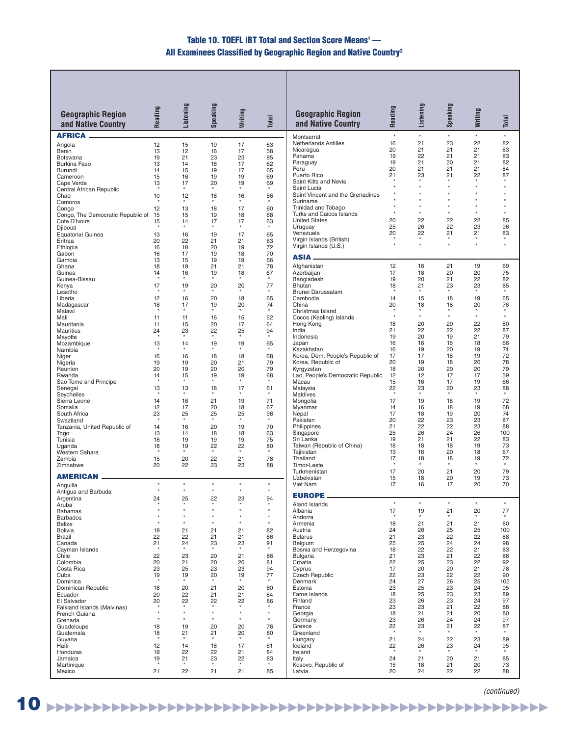### Table 10. TOEFL iBT Total and Section Score Means[1] — All Examinees Classified by Geographic Region and Native Country[2]

| Geographic Region and Native Country | Reading | Listening | Speaking | Writing | Total |
|---|---|---|---|---|---|
| **AFRICA** | | | | | |
| Angola | 12 | 15 | 19 | 17 | 63 |
| Benin | 13 | 12 | 16 | 17 | 58 |
| Botswana | 19 | 21 | 23 | 23 | 85 |
| Burkina Faso | 13 | 14 | 18 | 17 | 62 |
| Burundi | 14 | 15 | 19 | 17 | 65 |
| Cameroon | 15 | 16 | 19 | 19 | 69 |
| Cape Verde | 13 | 17 | 20 | 19 | 69 |
| Central African Republic | * | * | * | * | * |
| Chad | 10 | 12 | 18 | 16 | 56 |
| Comoros | * | * | * | * | * |
| Congo | 12 | 13 | 18 | 17 | 60 |
| Congo, The Democratic Republic of | 15 | 15 | 19 | 18 | 68 |
| Cote D'Ivoire | 15 | 14 | 17 | 17 | 63 |
| Djibouti | * | * | * | * | * |
| Equatorial Guinea | 13 | 16 | 19 | 17 | 65 |
| Eritrea | 20 | 22 | 21 | 21 | 83 |
| Ethiopia | 16 | 18 | 20 | 19 | 72 |
| Gabon | 16 | 17 | 19 | 18 | 70 |
| Gambia | 13 | 15 | 19 | 19 | 66 |
| Ghana | 18 | 19 | 21 | 21 | 78 |
| Guinea | 14 | 16 | 19 | 18 | 67 |
| Guinea-Bissau | * | * | * | * | * |
| Kenya | 17 | 19 | 20 | 20 | 77 |
| Lesotho | * | * | * | * | * |
| Liberia | 12 | 16 | 20 | 18 | 65 |
| Madagascar | 18 | 17 | 19 | 20 | 74 |
| Malawi | * | * | * | * | * |
| Mali | 11 | 11 | 16 | 15 | 52 |
| Mauritania | 11 | 15 | 20 | 17 | 64 |
| Mauritius | 24 | 23 | 22 | 25 | 94 |
| Mayotte | * | * | * | * | * |
| Mozambique | 13 | 14 | 19 | 19 | 65 |
| Namibia | * | * | * | * | * |
| Niger | 16 | 16 | 18 | 18 | 68 |
| Nigeria | 19 | 19 | 20 | 21 | 79 |
| Reunion | 20 | 19 | 20 | 20 | 79 |
| Rwanda | 14 | 15 | 19 | 19 | 68 |
| Sao Tome and Principe | * | * | * | * | * |
| Senegal | 13 | 13 | 18 | 17 | 61 |
| Seychelles | * | * | * | * | * |
| Sierra Leone | 14 | 16 | 21 | 19 | 71 |
| Somalia | 12 | 17 | 20 | 18 | 67 |
| South Africa | 23 | 25 | 25 | 25 | 98 |
| Swaziland | * | * | * | * | * |
| Tanzania, United Republic of | 14 | 16 | 20 | 19 | 70 |
| Togo | 13 | 14 | 18 | 18 | 63 |
| Tunisia | 18 | 19 | 19 | 19 | 75 |
| Uganda | 18 | 19 | 22 | 22 | 80 |
| Western Sahara | * | * | * | * | * |
| Zambia | 15 | 20 | 22 | 21 | 78 |
| Zimbabwe | 20 | 22 | 23 | 23 | 88 |
| **AMERICAN** | | | | | |
| Anguilla | * | * | * | * | * |
| Antigua and Barbuda | * | * | * | * | * |
| Argentina | 24 | 25 | 22 | 23 | 94 |
| Aruba | * | * | * | * | * |
| Bahamas | * | * | * | * | * |
| Barbados | * | * | * | * | * |
| Belize | * | * | * | * | * |
| Bolivia | 19 | 21 | 21 | 21 | 82 |
| Brazil | 22 | 22 | 21 | 21 | 86 |
| Canada | 21 | 24 | 23 | 23 | 91 |
| Cayman Islands | * | * | * | * | * |
| Chile | 22 | 23 | 20 | 21 | 86 |
| Colombia | 20 | 21 | 20 | 20 | 81 |
| Costa Rica | 23 | 25 | 23 | 23 | 94 |
| Cuba | 19 | 19 | 20 | 19 | 77 |
| Dominica | * | * | * | * | * |
| Dominican Republic | 18 | 20 | 21 | 20 | 80 |
| Ecuador | 20 | 22 | 21 | 21 | 84 |
| El Salvador | 20 | 22 | 22 | 22 | 86 |
| Falkland Islands (Malvinas) | * | * | * | * | * |
| French Guiana | * | * | * | * | * |
| Grenada | * | * | * | * | * |
| Guadeloupe | 18 | 19 | 20 | 20 | 78 |
| Guatemala | 18 | 21 | 21 | 20 | 80 |
| Guyana | * | * | * | * | * |
| Haiti | 12 | 14 | 18 | 17 | 61 |
| Honduras | 19 | 22 | 22 | 21 | 84 |
| Jamaica | 19 | 21 | 23 | 22 | 83 |
| Martinique | * | * | * | * | * |
| Mexico | 21 | 22 | 21 | 21 | 85 |
| Montserrat | * | * | * | * | * |
| Netherlands Antilles | 16 | 21 | 23 | 22 | 82 |
| Nicaragua | 20 | 21 | 21 | 21 | 83 |
| Panama | 19 | 22 | 21 | 21 | 83 |
| Paraguay | 19 | 21 | 20 | 21 | 82 |
| Peru | 20 | 21 | 21 | 21 | 84 |
| Puerto Rico | 21 | 23 | 21 | 22 | 87 |
| Saint Kitts and Nevis | * | * | * | * | * |
| Saint Lucia | * | * | * | * | * |
| Saint Vincent and the Grenadines | * | * | * | * | * |
| Suriname | * | * | * | * | * |
| Trinidad and Tobago | * | * | * | * | * |
| Turks and Caicos Islands | * | * | * | * | * |
| United States | 20 | 22 | 22 | 22 | 85 |
| Uruguay | 25 | 26 | 22 | 23 | 96 |
| Venezuela | 20 | 22 | 21 | 21 | 83 |
| Virgin Islands (British) | * | * | * | * | * |
| Virgin Islands (U.S.) | * | * | * | * | * |
| **ASIA** | | | | | |
| Afghanistan | 12 | 16 | 21 | 19 | 69 |
| Azerbaijan | 17 | 18 | 20 | 20 | 75 |
| Bangladesh | 19 | 20 | 21 | 22 | 82 |
| Bhutan | 18 | 21 | 23 | 23 | 85 |
| Brunei Darussalam | * | * | * | * | * |
| Cambodia | 14 | 15 | 18 | 19 | 65 |
| China | 20 | 18 | 18 | 20 | 76 |
| Christmas Island | * | * | * | * | * |
| Cocos (Keeling) Islands | * | * | * | * | * |
| Hong Kong | 18 | 20 | 20 | 22 | 80 |
| India | 21 | 22 | 22 | 22 | 87 |
| Indonesia | 19 | 20 | 19 | 21 | 79 |
| Japan | 16 | 16 | 16 | 18 | 66 |
| Kazakhstan | 16 | 19 | 20 | 19 | 74 |
| Korea, Dem. People's Republic of | 17 | 17 | 18 | 19 | 72 |
| Korea, Republic of | 20 | 19 | 18 | 20 | 78 |
| Kyrgyzstan | 18 | 20 | 20 | 20 | 79 |
| Lao, People's Democratic Republic | 12 | 12 | 17 | 17 | 59 |
| Macau | 15 | 16 | 17 | 19 | 66 |
| Malaysia | 22 | 23 | 20 | 23 | 88 |
| Maldives | * | * | * | * | * |
| Mongolia | 17 | 19 | 18 | 19 | 72 |
| Myanmar | 14 | 16 | 18 | 19 | 68 |
| Nepal | 17 | 18 | 19 | 20 | 74 |
| Pakistan | 20 | 22 | 23 | 23 | 87 |
| Philippines | 21 | 22 | 22 | 23 | 88 |
| Singapore | 25 | 26 | 24 | 26 | 100 |
| Sri Lanka | 19 | 21 | 21 | 22 | 83 |
| Taiwan (Republic of China) | 18 | 18 | 18 | 19 | 73 |
| Tajikistan | 13 | 16 | 20 | 18 | 67 |
| Thailand | 17 | 18 | 18 | 19 | 72 |
| Timor-Leste | * | * | * | * | * |
| Turkmenistan | 17 | 20 | 21 | 20 | 79 |
| Uzbekistan | 15 | 18 | 20 | 19 | 73 |
| Viet Nam | 17 | 16 | 17 | 20 | 70 |
| **EUROPE** | | | | | |
| Aland Islands | * | * | * | * | * |
| Albania | 17 | 19 | 21 | 20 | 77 |
| Andorra | * | * | * | * | * |
| Armenia | 18 | 21 | 21 | 21 | 80 |
| Austria | 24 | 26 | 25 | 25 | 100 |
| Belarus | 21 | 23 | 22 | 22 | 88 |
| Belgium | 25 | 25 | 24 | 24 | 98 |
| Bosnia and Herzegovina | 18 | 22 | 22 | 21 | 83 |
| Bulgaria | 21 | 23 | 21 | 22 | 88 |
| Croatia | 22 | 25 | 23 | 22 | 92 |
| Cyprus | 17 | 20 | 20 | 21 | 78 |
| Czech Republic | 22 | 23 | 22 | 22 | 90 |
| Denmark | 24 | 27 | 26 | 25 | 102 |
| Estonia | 23 | 25 | 23 | 24 | 95 |
| Faroe Islands | 18 | 25 | 23 | 23 | 89 |
| Finland | 23 | 26 | 23 | 24 | 97 |
| France | 23 | 23 | 21 | 22 | 88 |
| Georgia | 18 | 21 | 21 | 20 | 80 |
| Germany | 23 | 26 | 24 | 24 | 97 |
| Greece | 22 | 23 | 21 | 22 | 87 |
| Greenland | * | * | * | * | * |
| Hungary | 21 | 24 | 22 | 23 | 89 |
| Iceland | 22 | 26 | 23 | 24 | 95 |
| Ireland | * | * | * | * | * |
| Italy | 24 | 21 | 20 | 21 | 85 |
| Kosovo, Republic of | 15 | 18 | 21 | 20 | 73 |
| Latvia | 20 | 24 | 22 | 22 | 88 |

*(continued)*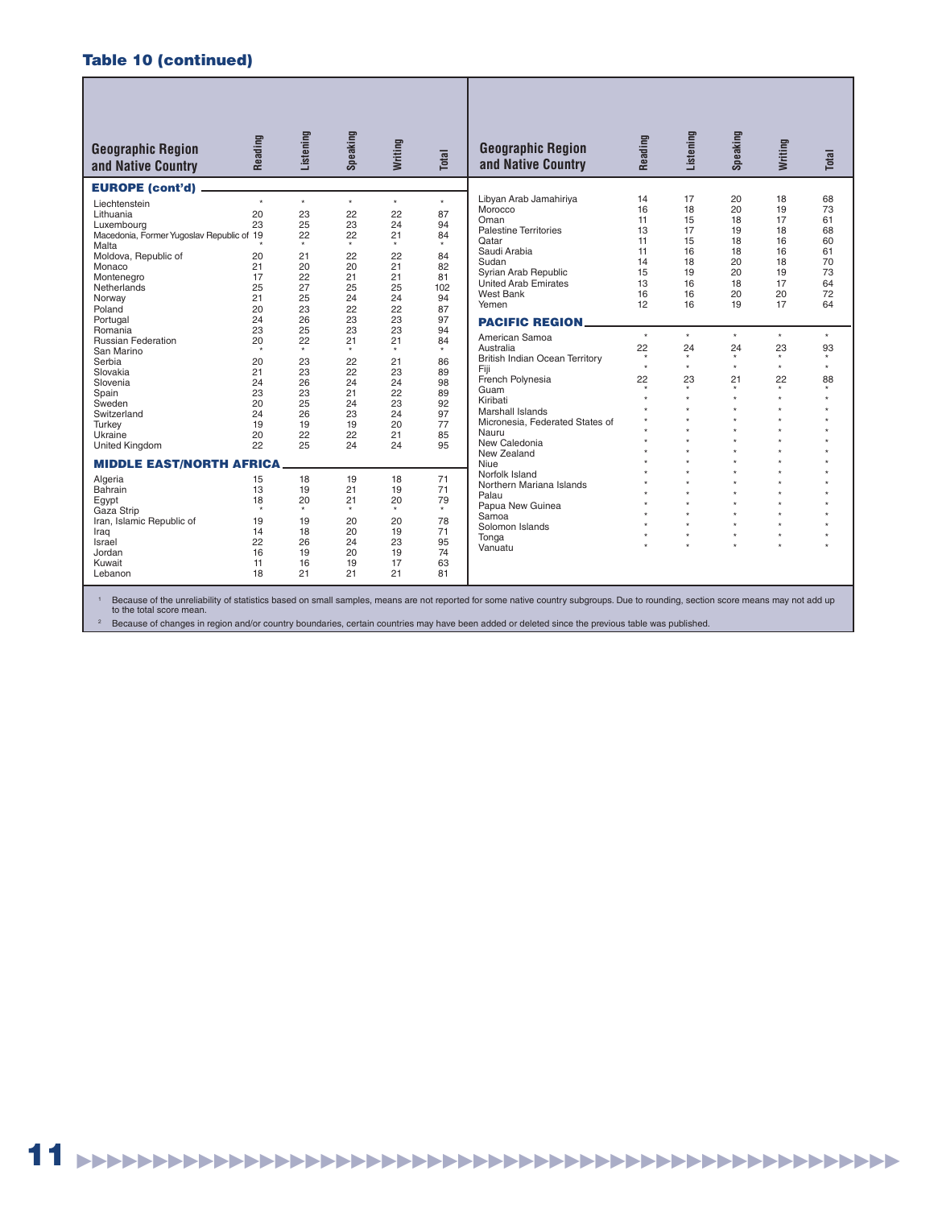## Table 10 (continued)

| Geographic Region and Native Country | Reading | Listening | Speaking | Writing | Total |
|---|---|---|---|---|---|
| **EUROPE (cont'd)** | | | | | |
| Liechtenstein | * | * | * | * | * |
| Lithuania | 20 | 23 | 22 | 22 | 87 |
| Luxembourg | 23 | 25 | 23 | 24 | 94 |
| Macedonia, Former Yugoslav Republic of | 19 | 22 | 22 | 21 | 84 |
| Malta | * | * | * | * | * |
| Moldova, Republic of | 20 | 21 | 22 | 22 | 84 |
| Monaco | 21 | 20 | 20 | 21 | 82 |
| Montenegro | 17 | 22 | 21 | 21 | 81 |
| Netherlands | 25 | 27 | 25 | 25 | 102 |
| Norway | 21 | 25 | 24 | 24 | 94 |
| Poland | 20 | 23 | 22 | 22 | 87 |
| Portugal | 24 | 26 | 23 | 23 | 97 |
| Romania | 23 | 25 | 23 | 23 | 94 |
| Russian Federation | 20 | 22 | 21 | 21 | 84 |
| San Marino | * | * | * | * | * |
| Serbia | 20 | 23 | 22 | 21 | 86 |
| Slovakia | 21 | 23 | 22 | 23 | 89 |
| Slovenia | 24 | 26 | 24 | 24 | 98 |
| Spain | 23 | 23 | 21 | 22 | 89 |
| Sweden | 20 | 25 | 24 | 23 | 92 |
| Switzerland | 24 | 26 | 23 | 24 | 97 |
| Turkey | 19 | 19 | 19 | 20 | 77 |
| Ukraine | 20 | 22 | 22 | 21 | 85 |
| United Kingdom | 22 | 25 | 24 | 24 | 95 |
| **MIDDLE EAST/NORTH AFRICA** | | | | | |
| Algeria | 15 | 18 | 19 | 18 | 71 |
| Bahrain | 13 | 19 | 21 | 19 | 71 |
| Egypt | 18 | 20 | 21 | 20 | 79 |
| Gaza Strip | * | * | * | * | * |
| Iran, Islamic Republic of | 19 | 19 | 20 | 20 | 78 |
| Iraq | 14 | 18 | 20 | 19 | 71 |
| Israel | 22 | 26 | 24 | 23 | 95 |
| Jordan | 16 | 19 | 20 | 19 | 74 |
| Kuwait | 11 | 16 | 19 | 17 | 63 |
| Lebanon | 18 | 21 | 21 | 21 | 81 |
| Libyan Arab Jamahiriya | 14 | 17 | 20 | 18 | 68 |
| Morocco | 16 | 18 | 20 | 19 | 73 |
| Oman | 11 | 15 | 18 | 17 | 61 |
| Palestine Territories | 13 | 17 | 19 | 18 | 68 |
| Qatar | 11 | 15 | 18 | 16 | 60 |
| Saudi Arabia | 11 | 16 | 18 | 16 | 61 |
| Sudan | 14 | 18 | 20 | 18 | 70 |
| Syrian Arab Republic | 15 | 19 | 20 | 19 | 73 |
| United Arab Emirates | 13 | 16 | 18 | 17 | 64 |
| West Bank | 16 | 16 | 20 | 20 | 72 |
| Yemen | 12 | 16 | 19 | 17 | 64 |
| **PACIFIC REGION** | | | | | |
| American Samoa | * | * | * | * | * |
| Australia | 22 | 24 | 24 | 23 | 93 |
| British Indian Ocean Territory | * | * | * | * | * |
| Fiji | * | * | * | * | * |
| French Polynesia | 22 | 23 | 21 | 22 | 88 |
| Guam | * | * | * | * | * |
| Kiribati | * | * | * | * | * |
| Marshall Islands | * | * | * | * | * |
| Micronesia, Federated States of | * | * | * | * | * |
| Nauru | * | * | * | * | * |
| New Caledonia | * | * | * | * | * |
| New Zealand | * | * | * | * | * |
| Niue | * | * | * | * | * |
| Norfolk Island | * | * | * | * | * |
| Northern Mariana Islands | * | * | * | * | * |
| Palau | * | * | * | * | * |
| Papua New Guinea | * | * | * | * | * |
| Samoa | * | * | * | * | * |
| Solomon Islands | * | * | * | * | * |
| Tonga | * | * | * | * | * |
| Vanuatu | * | * | * | * | * |

[1] Because of the unreliability of statistics based on small samples, means are not reported for some native country subgroups. Due to rounding, section score means may not add up to the total score mean.

[2] Because of changes in region and/or country boundaries, certain countries may have been added or deleted since the previous table was published.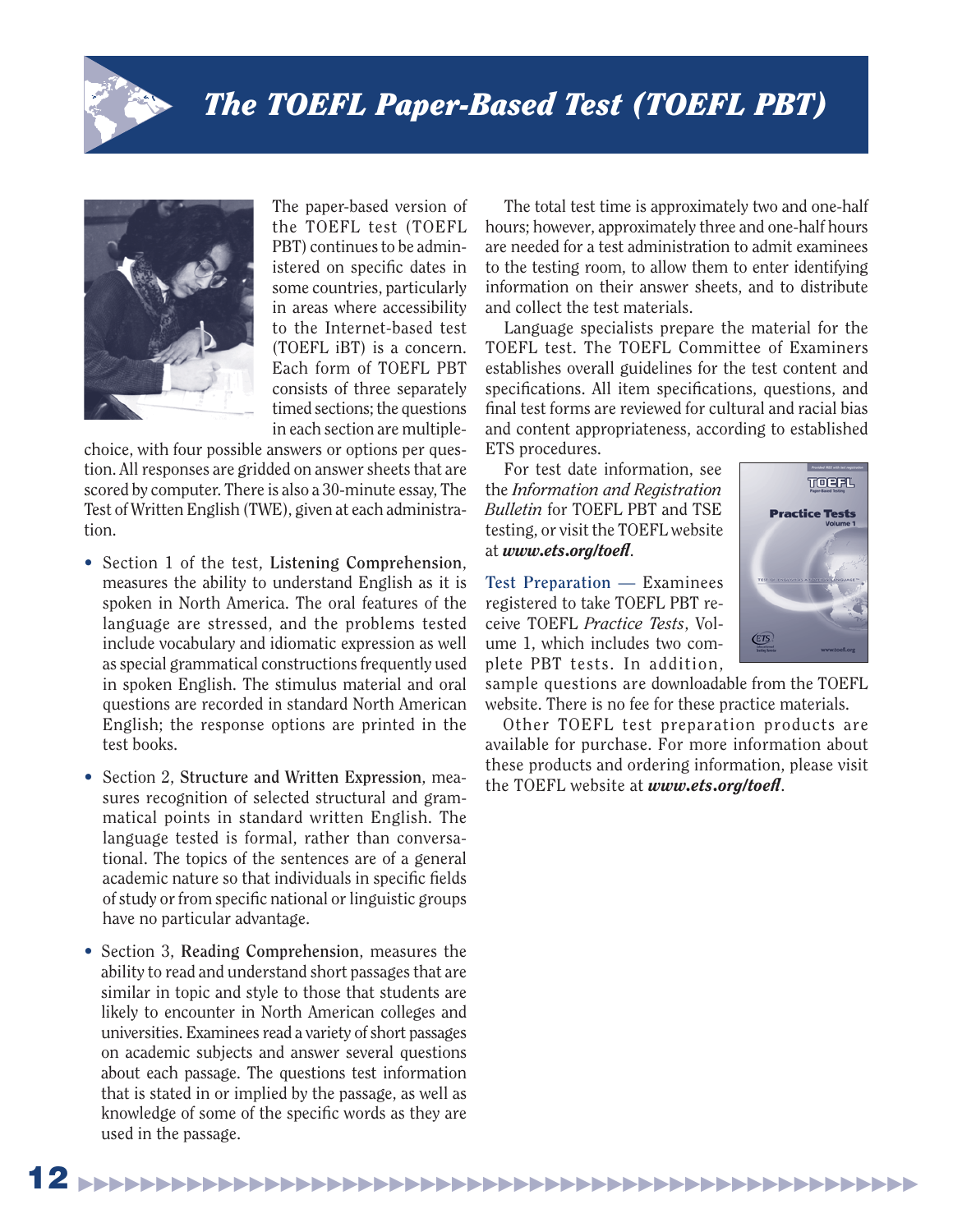# The TOEFL Paper-Based Test (TOEFL PBT)

The paper-based version of the TOEFL test (TOEFL PBT) continues to be administered on specific dates in some countries, particularly in areas where accessibility to the Internet-based test (TOEFL iBT) is a concern. Each form of TOEFL PBT consists of three separately timed sections; the questions in each section are multiple-choice, with four possible answers or options per question. All responses are gridded on answer sheets that are scored by computer. There is also a 30-minute essay, The Test of Written English (TWE), given at each administration.

- Section 1 of the test, **Listening Comprehension**, measures the ability to understand English as it is spoken in North America. The oral features of the language are stressed, and the problems tested include vocabulary and idiomatic expression as well as special grammatical constructions frequently used in spoken English. The stimulus material and oral questions are recorded in standard North American English; the response options are printed in the test books.
- Section 2, **Structure and Written Expression**, measures recognition of selected structural and grammatical points in standard written English. The language tested is formal, rather than conversational. The topics of the sentences are of a general academic nature so that individuals in specific fields of study or from specific national or linguistic groups have no particular advantage.
- Section 3, **Reading Comprehension**, measures the ability to read and understand short passages that are similar in topic and style to those that students are likely to encounter in North American colleges and universities. Examinees read a variety of short passages on academic subjects and answer several questions about each passage. The questions test information that is stated in or implied by the passage, as well as knowledge of some of the specific words as they are used in the passage.

The total test time is approximately two and one-half hours; however, approximately three and one-half hours are needed for a test administration to admit examinees to the testing room, to allow them to enter identifying information on their answer sheets, and to distribute and collect the test materials.

Language specialists prepare the material for the TOEFL test. The TOEFL Committee of Examiners establishes overall guidelines for the test content and specifications. All item specifications, questions, and final test forms are reviewed for cultural and racial bias and content appropriateness, according to established ETS procedures.

For test date information, see the *Information and Registration Bulletin* for TOEFL PBT and TSE testing, or visit the TOEFL website at ***www.ets.org/toefl***.

**Test Preparation —** Examinees registered to take TOEFL PBT receive TOEFL *Practice Tests*, Volume 1, which includes two complete PBT tests. In addition, sample questions are downloadable from the TOEFL website. There is no fee for these practice materials.

Other TOEFL test preparation products are available for purchase. For more information about these products and ordering information, please visit the TOEFL website at ***www.ets.org/toefl***.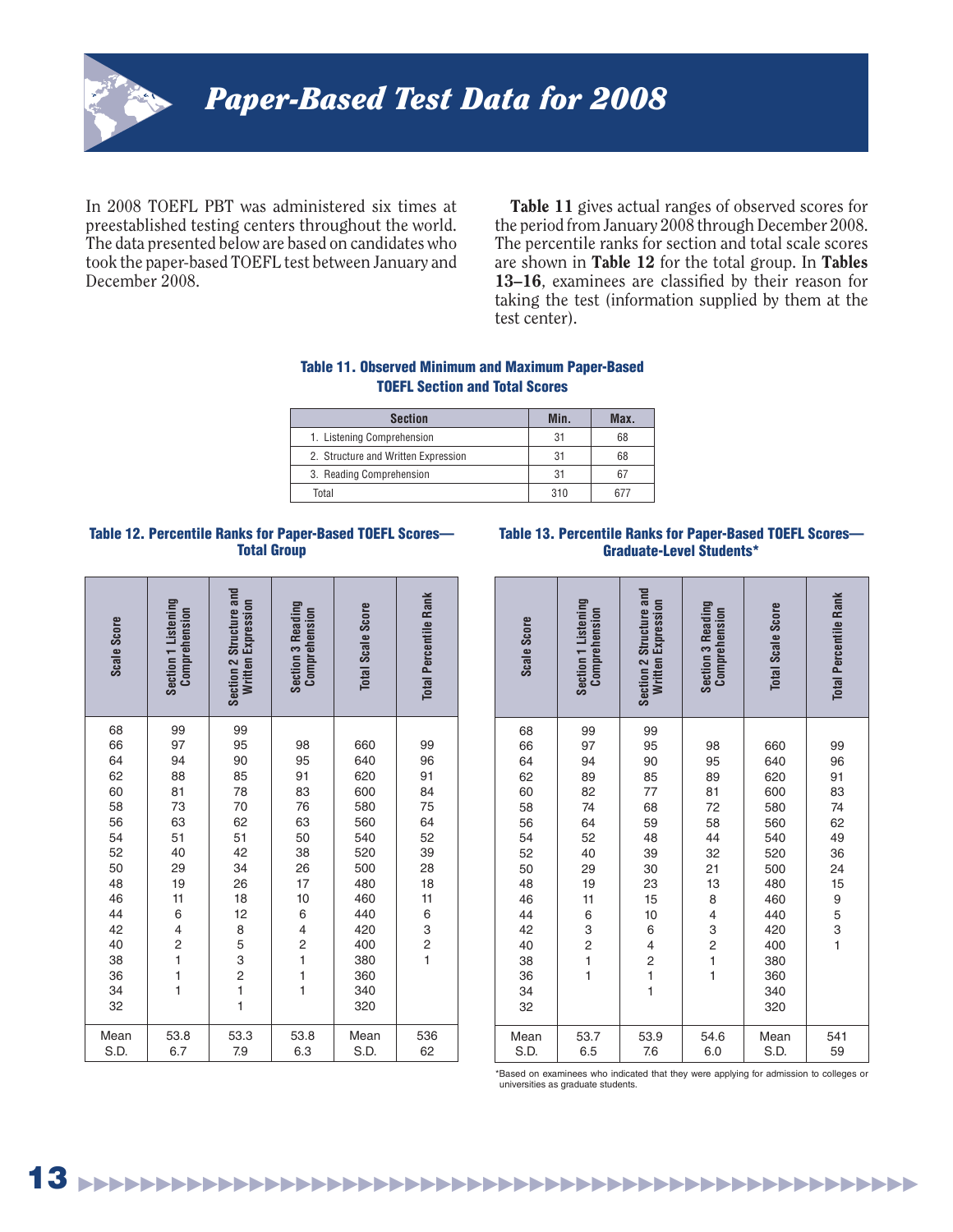# Paper-Based Test Data for 2008

In 2008 TOEFL PBT was administered six times at preestablished testing centers throughout the world. The data presented below are based on candidates who took the paper-based TOEFL test between January and December 2008.

**Table 11** gives actual ranges of observed scores for the period from January 2008 through December 2008. The percentile ranks for section and total scale scores are shown in **Table 12** for the total group. In **Tables 13–16**, examinees are classified by their reason for taking the test (information supplied by them at the test center).

**Table 11. Observed Minimum and Maximum Paper-Based TOEFL Section and Total Scores**

| Section | Min. | Max. |
|---|---|---|
| 1. Listening Comprehension | 31 | 68 |
| 2. Structure and Written Expression | 31 | 68 |
| 3. Reading Comprehension | 31 | 67 |
| Total | 310 | 677 |

**Table 12. Percentile Ranks for Paper-Based TOEFL Scores—Total Group**

| Scale Score | Section 1 Listening Comprehension | Section 2 Structure and Written Expression | Section 3 Reading Comprehension | Total Scale Score | Total Percentile Rank |
|---|---|---|---|---|---|
| 68 | 99 | 99 | | | |
| 66 | 97 | 95 | 98 | 660 | 99 |
| 64 | 94 | 90 | 95 | 640 | 96 |
| 62 | 88 | 85 | 91 | 620 | 91 |
| 60 | 81 | 78 | 83 | 600 | 84 |
| 58 | 73 | 70 | 76 | 580 | 75 |
| 56 | 63 | 62 | 63 | 560 | 64 |
| 54 | 51 | 51 | 50 | 540 | 52 |
| 52 | 40 | 42 | 38 | 520 | 39 |
| 50 | 29 | 34 | 26 | 500 | 28 |
| 48 | 19 | 26 | 17 | 480 | 18 |
| 46 | 11 | 18 | 10 | 460 | 11 |
| 44 | 6 | 12 | 6 | 440 | 6 |
| 42 | 4 | 8 | 4 | 420 | 3 |
| 40 | 2 | 5 | 2 | 400 | 2 |
| 38 | 1 | 3 | 1 | 380 | 1 |
| 36 | 1 | 2 | 1 | 360 | |
| 34 | 1 | 1 | 1 | 340 | |
| 32 | | 1 | | 320 | |
| Mean | 53.8 | 53.3 | 53.8 | Mean | 536 |
| S.D. | 6.7 | 7.9 | 6.3 | S.D. | 62 |

**Table 13. Percentile Ranks for Paper-Based TOEFL Scores—Graduate-Level Students***

| Scale Score | Section 1 Listening Comprehension | Section 2 Structure and Written Expression | Section 3 Reading Comprehension | Total Scale Score | Total Percentile Rank |
|---|---|---|---|---|---|
| 68 | 99 | 99 | | | |
| 66 | 97 | 95 | 98 | 660 | 99 |
| 64 | 94 | 90 | 95 | 640 | 96 |
| 62 | 89 | 85 | 89 | 620 | 91 |
| 60 | 82 | 77 | 81 | 600 | 83 |
| 58 | 74 | 68 | 72 | 580 | 74 |
| 56 | 64 | 59 | 58 | 560 | 62 |
| 54 | 52 | 48 | 44 | 540 | 49 |
| 52 | 40 | 39 | 32 | 520 | 36 |
| 50 | 29 | 30 | 21 | 500 | 24 |
| 48 | 19 | 23 | 13 | 480 | 15 |
| 46 | 11 | 15 | 8 | 460 | 9 |
| 44 | 6 | 10 | 4 | 440 | 5 |
| 42 | 3 | 6 | 3 | 420 | 3 |
| 40 | 2 | 4 | 2 | 400 | 1 |
| 38 | 1 | 2 | 1 | 380 | |
| 36 | 1 | 1 | 1 | 360 | |
| 34 | | 1 | | 340 | |
| 32 | | | | 320 | |
| Mean | 53.7 | 53.9 | 54.6 | Mean | 541 |
| S.D. | 6.5 | 7.6 | 6.0 | S.D. | 59 |

*Based on examinees who indicated that they were applying for admission to colleges or universities as graduate students.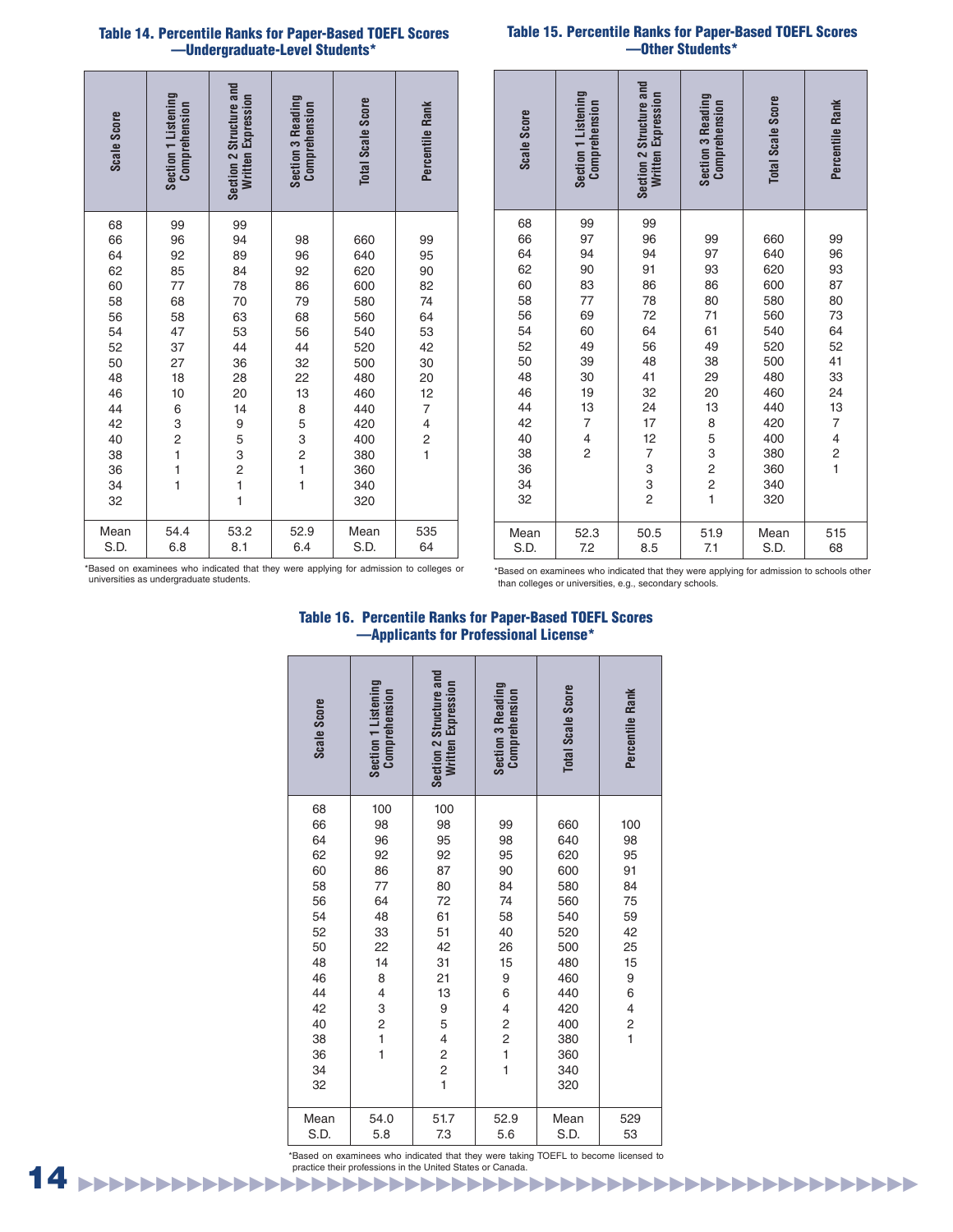### Table 14. Percentile Ranks for Paper-Based TOEFL Scores —Undergraduate-Level Students*

| Scale Score | Section 1 Listening Comprehension | Section 2 Structure and Written Expression | Section 3 Reading Comprehension | Total Scale Score | Percentile Rank |
|---|---|---|---|---|---|
| 68 | 99 | 99 | | | |
| 66 | 96 | 94 | 98 | 660 | 99 |
| 64 | 92 | 89 | 96 | 640 | 95 |
| 62 | 85 | 84 | 92 | 620 | 90 |
| 60 | 77 | 78 | 86 | 600 | 82 |
| 58 | 68 | 70 | 79 | 580 | 74 |
| 56 | 58 | 63 | 68 | 560 | 64 |
| 54 | 47 | 53 | 56 | 540 | 53 |
| 52 | 37 | 44 | 44 | 520 | 42 |
| 50 | 27 | 36 | 32 | 500 | 30 |
| 48 | 18 | 28 | 22 | 480 | 20 |
| 46 | 10 | 20 | 13 | 460 | 12 |
| 44 | 6 | 14 | 8 | 440 | 7 |
| 42 | 3 | 9 | 5 | 420 | 4 |
| 40 | 2 | 5 | 3 | 400 | 2 |
| 38 | 1 | 3 | 2 | 380 | 1 |
| 36 | 1 | 2 | 1 | 360 | |
| 34 | 1 | 1 | 1 | 340 | |
| 32 | | 1 | | 320 | |
| Mean | 54.4 | 53.2 | 52.9 | Mean | 535 |
| S.D. | 6.8 | 8.1 | 6.4 | S.D. | 64 |

*Based on examinees who indicated that they were applying for admission to colleges or universities as undergraduate students.

### Table 15. Percentile Ranks for Paper-Based TOEFL Scores —Other Students*

| Scale Score | Section 1 Listening Comprehension | Section 2 Structure and Written Expression | Section 3 Reading Comprehension | Total Scale Score | Percentile Rank |
|---|---|---|---|---|---|
| 68 | 99 | 99 | | | |
| 66 | 97 | 96 | 99 | 660 | 99 |
| 64 | 94 | 94 | 97 | 640 | 96 |
| 62 | 90 | 91 | 93 | 620 | 93 |
| 60 | 83 | 86 | 86 | 600 | 87 |
| 58 | 77 | 78 | 80 | 580 | 80 |
| 56 | 69 | 72 | 71 | 560 | 73 |
| 54 | 60 | 64 | 61 | 540 | 64 |
| 52 | 49 | 56 | 49 | 520 | 52 |
| 50 | 39 | 48 | 38 | 500 | 41 |
| 48 | 30 | 41 | 29 | 480 | 33 |
| 46 | 19 | 32 | 20 | 460 | 24 |
| 44 | 13 | 24 | 13 | 440 | 13 |
| 42 | 7 | 17 | 8 | 420 | 7 |
| 40 | 4 | 12 | 5 | 400 | 4 |
| 38 | 2 | 7 | 3 | 380 | 2 |
| 36 | | 3 | 2 | 360 | 1 |
| 34 | | 3 | 2 | 340 | |
| 32 | | 2 | 1 | 320 | |
| Mean | 52.3 | 50.5 | 51.9 | Mean | 515 |
| S.D. | 7.2 | 8.5 | 7.1 | S.D. | 68 |

*Based on examinees who indicated that they were applying for admission to schools other than colleges or universities, e.g., secondary schools.

### Table 16. Percentile Ranks for Paper-Based TOEFL Scores —Applicants for Professional License*

| Scale Score | Section 1 Listening Comprehension | Section 2 Structure and Written Expression | Section 3 Reading Comprehension | Total Scale Score | Percentile Rank |
|---|---|---|---|---|---|
| 68 | 100 | 100 | | | |
| 66 | 98 | 98 | 99 | 660 | 100 |
| 64 | 96 | 95 | 98 | 640 | 98 |
| 62 | 92 | 92 | 95 | 620 | 95 |
| 60 | 86 | 87 | 90 | 600 | 91 |
| 58 | 77 | 80 | 84 | 580 | 84 |
| 56 | 64 | 72 | 74 | 560 | 75 |
| 54 | 48 | 61 | 58 | 540 | 59 |
| 52 | 33 | 51 | 40 | 520 | 42 |
| 50 | 22 | 42 | 26 | 500 | 25 |
| 48 | 14 | 31 | 15 | 480 | 15 |
| 46 | 8 | 21 | 9 | 460 | 9 |
| 44 | 4 | 13 | 6 | 440 | 6 |
| 42 | 3 | 9 | 4 | 420 | 4 |
| 40 | 2 | 5 | 2 | 400 | 2 |
| 38 | 1 | 4 | 2 | 380 | 1 |
| 36 | 1 | 2 | 1 | 360 | |
| 34 | | 2 | 1 | 340 | |
| 32 | | 1 | | 320 | |
| Mean | 54.0 | 51.7 | 52.9 | Mean | 529 |
| S.D. | 5.8 | 7.3 | 5.6 | S.D. | 53 |

*Based on examinees who indicated that they were taking TOEFL to become licensed to practice their professions in the United States or Canada.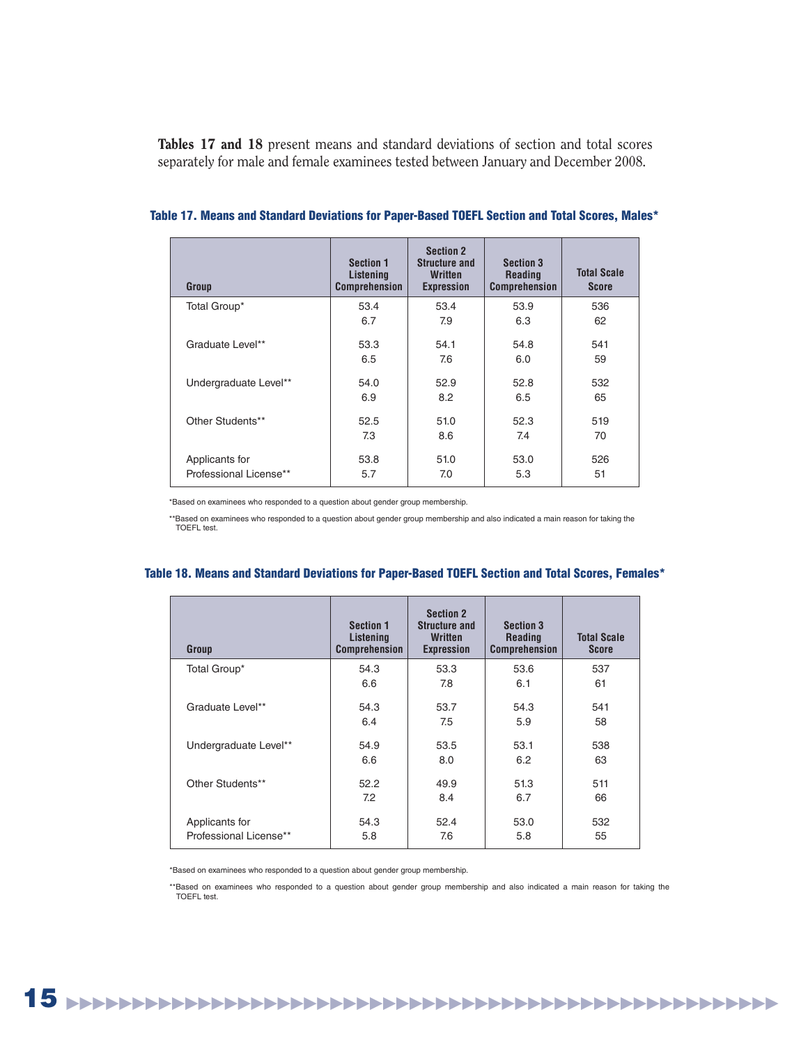**Tables 17 and 18** present means and standard deviations of section and total scores separately for male and female examinees tested between January and December 2008.

**Table 17. Means and Standard Deviations for Paper-Based TOEFL Section and Total Scores, Males***

| Group | Section 1 Listening Comprehension | Section 2 Structure and Written Expression | Section 3 Reading Comprehension | Total Scale Score |
|---|---|---|---|---|
| Total Group* | 53.4 | 53.4 | 53.9 | 536 |
| | 6.7 | 7.9 | 6.3 | 62 |
| Graduate Level** | 53.3 | 54.1 | 54.8 | 541 |
| | 6.5 | 7.6 | 6.0 | 59 |
| Undergraduate Level** | 54.0 | 52.9 | 52.8 | 532 |
| | 6.9 | 8.2 | 6.5 | 65 |
| Other Students** | 52.5 | 51.0 | 52.3 | 519 |
| | 7.3 | 8.6 | 7.4 | 70 |
| Applicants for | 53.8 | 51.0 | 53.0 | 526 |
| Professional License** | 5.7 | 7.0 | 5.3 | 51 |

*Based on examinees who responded to a question about gender group membership.

**Based on examinees who responded to a question about gender group membership and also indicated a main reason for taking the TOEFL test.

**Table 18. Means and Standard Deviations for Paper-Based TOEFL Section and Total Scores, Females***

| Group | Section 1 Listening Comprehension | Section 2 Structure and Written Expression | Section 3 Reading Comprehension | Total Scale Score |
|---|---|---|---|---|
| Total Group* | 54.3 | 53.3 | 53.6 | 537 |
| | 6.6 | 7.8 | 6.1 | 61 |
| Graduate Level** | 54.3 | 53.7 | 54.3 | 541 |
| | 6.4 | 7.5 | 5.9 | 58 |
| Undergraduate Level** | 54.9 | 53.5 | 53.1 | 538 |
| | 6.6 | 8.0 | 6.2 | 63 |
| Other Students** | 52.2 | 49.9 | 51.3 | 511 |
| | 7.2 | 8.4 | 6.7 | 66 |
| Applicants for | 54.3 | 52.4 | 53.0 | 532 |
| Professional License** | 5.8 | 7.6 | 5.8 | 55 |

*Based on examinees who responded to a question about gender group membership.

**Based on examinees who responded to a question about gender group membership and also indicated a main reason for taking the TOEFL test.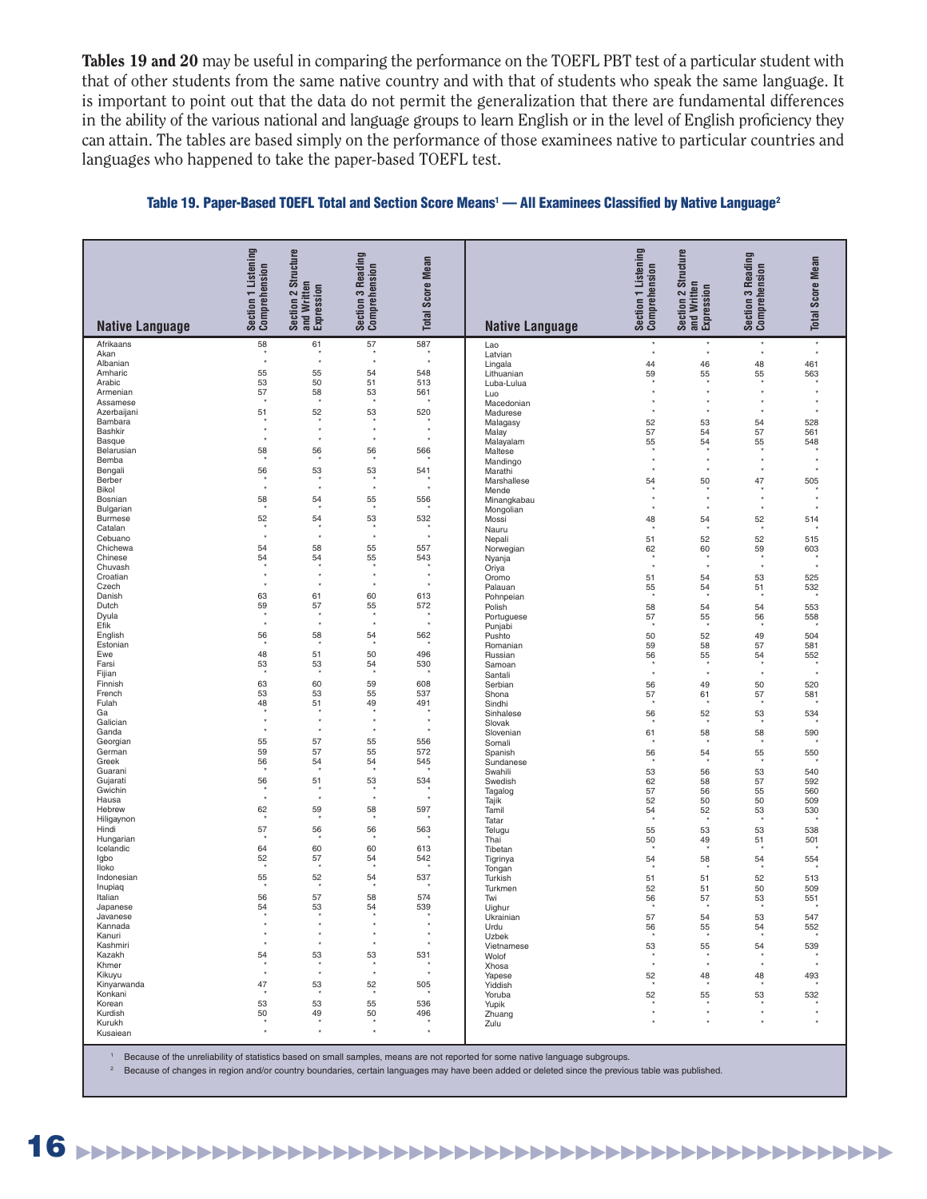**Tables 19 and 20** may be useful in comparing the performance on the TOEFL PBT test of a particular student with that of other students from the same native country and with that of students who speak the same language. It is important to point out that the data do not permit the generalization that there are fundamental differences in the ability of the various national and language groups to learn English or in the level of English proficiency they can attain. The tables are based simply on the performance of those examinees native to particular countries and languages who happened to take the paper-based TOEFL test.

### Table 19. Paper-Based TOEFL Total and Section Score Means[1] — All Examinees Classified by Native Language[2]

| Native Language | Section 1 Listening Comprehension | Section 2 Structure and Written Expression | Section 3 Reading Comprehension | Total Score Mean |
|---|---|---|---|---|
| Afrikaans | 58 | 61 | 57 | 587 |
| Akan | * | * | * | * |
| Albanian | * | * | * | * |
| Amharic | 55 | 55 | 54 | 548 |
| Arabic | 53 | 50 | 51 | 513 |
| Armenian | 57 | 58 | 53 | 561 |
| Assamese | * | * | * | * |
| Azerbaijani | 51 | 52 | 53 | 520 |
| Bambara | * | * | * | * |
| Bashkir | * | * | * | * |
| Basque | * | * | * | * |
| Belarusian | 58 | 56 | 56 | 566 |
| Bemba | * | * | * | * |
| Bengali | 56 | 53 | 53 | 541 |
| Berber | * | * | * | * |
| Bikol | * | * | * | * |
| Bosnian | 58 | 54 | 55 | 556 |
| Bulgarian | * | * | * | * |
| Burmese | 52 | 54 | 53 | 532 |
| Catalan | * | * | * | * |
| Cebuano | * | * | * | * |
| Chichewa | 54 | 58 | 55 | 557 |
| Chinese | 54 | 54 | 55 | 543 |
| Chuvash | * | * | * | * |
| Croatian | * | * | * | * |
| Czech | * | * | * | * |
| Danish | 63 | 61 | 60 | 613 |
| Dutch | 59 | 57 | 55 | 572 |
| Dyula | * | * | * | * |
| Efik | * | * | * | * |
| English | 56 | 58 | 54 | 562 |
| Estonian | * | * | * | * |
| Ewe | 48 | 51 | 50 | 496 |
| Farsi | 53 | 53 | 54 | 530 |
| Fijian | * | * | * | * |
| Finnish | 63 | 60 | 59 | 608 |
| French | 53 | 53 | 55 | 537 |
| Fulah | 48 | 51 | 49 | 491 |
| Ga | * | * | * | * |
| Galician | * | * | * | * |
| Ganda | * | * | * | * |
| Georgian | 55 | 57 | 55 | 556 |
| German | 59 | 57 | 55 | 572 |
| Greek | 56 | 54 | 54 | 545 |
| Guarani | * | * | * | * |
| Gujarati | 56 | 51 | 53 | 534 |
| Gwichin | * | * | * | * |
| Hausa | * | * | * | * |
| Hebrew | 62 | 59 | 58 | 597 |
| Hiligaynon | * | * | * | * |
| Hindi | 57 | 56 | 56 | 563 |
| Hungarian | * | * | * | * |
| Icelandic | 64 | 60 | 60 | 613 |
| Igbo | 52 | 57 | 54 | 542 |
| Iloko | * | * | * | * |
| Indonesian | 55 | 52 | 54 | 537 |
| Inupiaq | * | * | * | * |
| Italian | 56 | 57 | 58 | 574 |
| Japanese | 54 | 53 | 54 | 539 |
| Javanese | * | * | * | * |
| Kannada | * | * | * | * |
| Kanuri | * | * | * | * |
| Kashmiri | * | * | * | * |
| Kazakh | 54 | 53 | 53 | 531 |
| Khmer | * | * | * | * |
| Kikuyu | * | * | * | * |
| Kinyarwanda | 47 | 53 | 52 | 505 |
| Konkani | * | * | * | * |
| Korean | 53 | 53 | 55 | 536 |
| Kurdish | 50 | 49 | 50 | 496 |
| Kurukh | * | * | * | * |
| Kusaiean | * | * | * | * |
| Lao | * | * | * | * |
| Latvian | * | * | * | * |
| Lingala | 44 | 46 | 48 | 461 |
| Lithuanian | 59 | 55 | 55 | 563 |
| Luba-Lulua | * | * | * | * |
| Luo | * | * | * | * |
| Macedonian | * | * | * | * |
| Madurese | * | * | * | * |
| Malagasy | 52 | 53 | 54 | 528 |
| Malay | 57 | 54 | 57 | 561 |
| Malayalam | 55 | 54 | 55 | 548 |
| Maltese | * | * | * | * |
| Mandingo | * | * | * | * |
| Marathi | * | * | * | * |
| Marshallese | 54 | 50 | 47 | 505 |
| Mende | * | * | * | * |
| Minangkabau | * | * | * | * |
| Mongolian | * | * | * | * |
| Mossi | 48 | 54 | 52 | 514 |
| Nauru | * | * | * | * |
| Nepali | 51 | 52 | 52 | 515 |
| Norwegian | 62 | 60 | 59 | 603 |
| Nyanja | * | * | * | * |
| Oriya | * | * | * | * |
| Oromo | 51 | 54 | 53 | 525 |
| Palauan | 55 | 54 | 51 | 532 |
| Pohnpeian | * | * | * | * |
| Polish | 58 | 54 | 54 | 553 |
| Portuguese | 57 | 55 | 56 | 558 |
| Punjabi | * | * | * | * |
| Pushto | 50 | 52 | 49 | 504 |
| Romanian | 59 | 58 | 57 | 581 |
| Russian | 56 | 55 | 54 | 552 |
| Samoan | * | * | * | * |
| Santali | * | * | * | * |
| Serbian | 56 | 49 | 50 | 520 |
| Shona | 57 | 61 | 57 | 581 |
| Sindhi | * | * | * | * |
| Sinhalese | 56 | 52 | 53 | 534 |
| Slovak | * | * | * | * |
| Slovenian | 61 | 58 | 58 | 590 |
| Somali | * | * | * | * |
| Spanish | 56 | 54 | 55 | 550 |
| Sundanese | * | * | * | * |
| Swahili | 53 | 56 | 53 | 540 |
| Swedish | 62 | 58 | 57 | 592 |
| Tagalog | 57 | 56 | 55 | 560 |
| Tajik | 52 | 50 | 50 | 509 |
| Tamil | 54 | 52 | 53 | 530 |
| Tatar | * | * | * | * |
| Telugu | 55 | 53 | 53 | 538 |
| Thai | 50 | 49 | 51 | 501 |
| Tibetan | * | * | * | * |
| Tigrinya | 54 | 58 | 54 | 554 |
| Tongan | * | * | * | * |
| Turkish | 51 | 51 | 52 | 513 |
| Turkmen | 52 | 51 | 50 | 509 |
| Twi | 56 | 57 | 53 | 551 |
| Uighur | * | * | * | * |
| Ukrainian | 57 | 54 | 53 | 547 |
| Urdu | 56 | 55 | 54 | 552 |
| Uzbek | * | * | * | * |
| Vietnamese | 53 | 55 | 54 | 539 |
| Wolof | * | * | * | * |
| Xhosa | * | * | * | * |
| Yapese | 52 | 48 | 48 | 493 |
| Yiddish | * | * | * | * |
| Yoruba | 52 | 55 | 53 | 532 |
| Yupik | * | * | * | * |
| Zhuang | * | * | * | * |
| Zulu | * | * | * | * |

[1] Because of the unreliability of statistics based on small samples, means are not reported for some native language subgroups.

[2] Because of changes in region and/or country boundaries, certain languages may have been added or deleted since the previous table was published.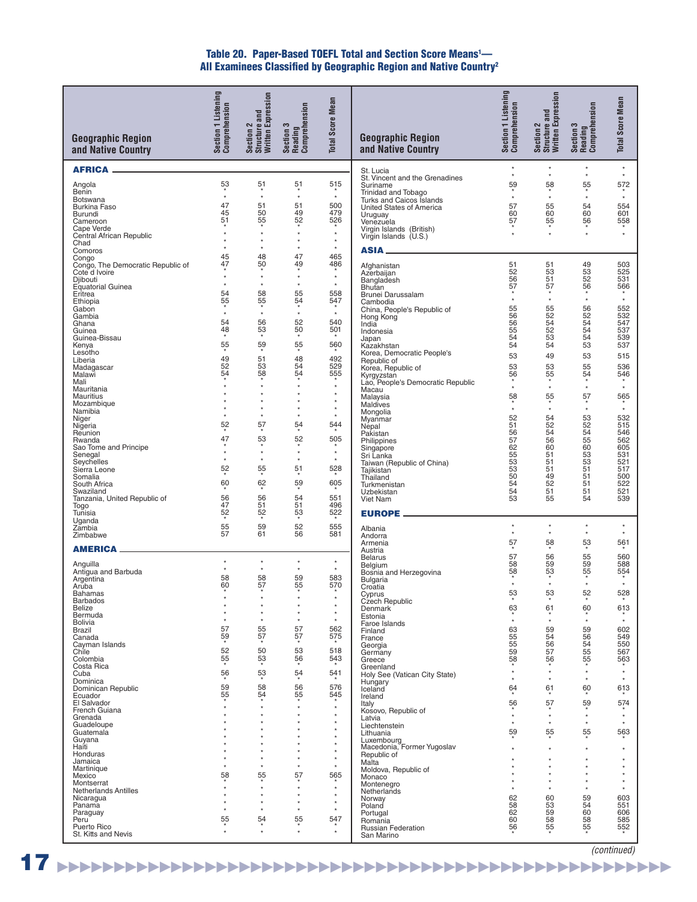## Table 20. Paper-Based TOEFL Total and Section Score Means[1]— All Examinees Classified by Geographic Region and Native Country[2]

| Geographic Region and Native Country | Section 1 Listening Comprehension | Section 2 Structure and Written Expression | Section 3 Reading Comprehension | Total Score Mean |
|---|---|---|---|---|
| **AFRICA** | | | | |
| Angola | 53 | 51 | 51 | 515 |
| Benin | * | * | * | * |
| Botswana | * | * | * | * |
| Burkina Faso | 47 | 51 | 51 | 500 |
| Burundi | 45 | 50 | 49 | 479 |
| Cameroon | 51 | 55 | 52 | 526 |
| Cape Verde | * | * | * | * |
| Central African Republic | * | * | * | * |
| Chad | * | * | * | * |
| Comoros | * | * | * | * |
| Congo | 45 | 48 | 47 | 465 |
| Congo, The Democratic Republic of | 47 | 50 | 49 | 486 |
| Cote d Ivoire | * | * | * | * |
| Djibouti | * | * | * | * |
| Equatorial Guinea | * | * | * | * |
| Eritrea | 54 | 58 | 55 | 558 |
| Ethiopia | 55 | 55 | 54 | 547 |
| Gabon | * | * | * | * |
| Gambia | * | * | * | * |
| Ghana | 54 | 56 | 52 | 540 |
| Guinea | 48 | 53 | 50 | 501 |
| Guinea-Bissau | * | * | * | * |
| Kenya | 55 | 59 | 55 | 560 |
| Lesotho | * | * | * | * |
| Liberia | 49 | 51 | 48 | 492 |
| Madagascar | 52 | 53 | 54 | 529 |
| Malawi | 54 | 58 | 54 | 555 |
| Mali | * | * | * | * |
| Mauritania | * | * | * | * |
| Mauritius | * | * | * | * |
| Mozambique | * | * | * | * |
| Namibia | * | * | * | * |
| Niger | * | * | * | * |
| Nigeria | 52 | 57 | 54 | 544 |
| Reunion | * | * | * | * |
| Rwanda | 47 | 53 | 52 | 505 |
| Sao Tome and Principe | * | * | * | * |
| Senegal | * | * | * | * |
| Seychelles | * | * | * | * |
| Sierra Leone | 52 | 55 | 51 | 528 |
| Somalia | * | * | * | * |
| South Africa | 60 | 62 | 59 | 605 |
| Swaziland | * | * | * | * |
| Tanzania, United Republic of | 56 | 56 | 54 | 551 |
| Togo | 47 | 51 | 51 | 496 |
| Tunisia | 52 | 52 | 53 | 522 |
| Uganda | * | * | * | * |
| Zambia | 55 | 59 | 52 | 555 |
| Zimbabwe | 57 | 61 | 56 | 581 |
| **AMERICA** | | | | |
| Anguilla | * | * | * | * |
| Antigua and Barbuda | * | * | * | * |
| Argentina | 58 | 58 | 59 | 583 |
| Aruba | 60 | 57 | 55 | 570 |
| Bahamas | * | * | * | * |
| Barbados | * | * | * | * |
| Belize | * | * | * | * |
| Bermuda | * | * | * | * |
| Bolivia | * | * | * | * |
| Brazil | 57 | 55 | 57 | 562 |
| Canada | 59 | 57 | 57 | 575 |
| Cayman Islands | * | * | * | * |
| Chile | 52 | 50 | 53 | 518 |
| Colombia | 55 | 53 | 56 | 543 |
| Costa Rica | * | * | * | * |
| Cuba | 56 | 53 | 54 | 541 |
| Dominica | * | * | * | * |
| Dominican Republic | 59 | 58 | 56 | 576 |
| Ecuador | 55 | 54 | 55 | 545 |
| El Salvador | * | * | * | * |
| French Guiana | * | * | * | * |
| Grenada | * | * | * | * |
| Guadeloupe | * | * | * | * |
| Guatemala | * | * | * | * |
| Guyana | * | * | * | * |
| Haiti | * | * | * | * |
| Honduras | * | * | * | * |
| Jamaica | * | * | * | * |
| Martinique | * | * | * | * |
| Mexico | 58 | 55 | 57 | 565 |
| Montserrat | * | * | * | * |
| Netherlands Antilles | * | * | * | * |
| Nicaragua | * | * | * | * |
| Panama | * | * | * | * |
| Paraguay | * | * | * | * |
| Peru | 55 | 54 | 55 | 547 |
| Puerto Rico | * | * | * | * |
| St. Kitts and Nevis | * | * | * | * |
| St. Lucia | * | * | * | * |
| St. Vincent and the Grenadines | * | * | * | * |
| Suriname | 59 | 58 | 55 | 572 |
| Trinidad and Tobago | * | * | * | * |
| Turks and Caicos Islands | * | * | * | * |
| United States of America | 57 | 55 | 54 | 554 |
| Uruguay | 60 | 60 | 60 | 601 |
| Venezuela | 57 | 55 | 56 | 558 |
| Virgin Islands (British) | * | * | * | * |
| Virgin Islands (U.S.) | * | * | * | * |
| **ASIA** | | | | |
| Afghanistan | 51 | 51 | 49 | 503 |
| Azerbaijan | 52 | 53 | 53 | 525 |
| Bangladesh | 56 | 51 | 52 | 531 |
| Bhutan | 57 | 57 | 56 | 566 |
| Brunei Darussalam | * | * | * | * |
| Cambodia | * | * | * | * |
| China, People's Republic of | 55 | 55 | 56 | 552 |
| Hong Kong | 56 | 52 | 52 | 532 |
| India | 56 | 54 | 54 | 547 |
| Indonesia | 55 | 52 | 54 | 537 |
| Japan | 54 | 53 | 54 | 539 |
| Kazakhstan | 54 | 54 | 53 | 537 |
| Korea, Democratic People's Republic of | 53 | 49 | 53 | 515 |
| Korea, Republic of | 53 | 53 | 55 | 536 |
| Kyrgyzstan | 56 | 55 | 54 | 546 |
| Lao, People's Democratic Republic | * | * | * | * |
| Macau | * | * | * | * |
| Malaysia | 58 | 55 | 57 | 565 |
| Maldives | * | * | * | * |
| Mongolia | * | * | * | * |
| Myanmar | 52 | 54 | 53 | 532 |
| Nepal | 51 | 52 | 52 | 515 |
| Pakistan | 56 | 54 | 54 | 546 |
| Philippines | 57 | 56 | 55 | 562 |
| Singapore | 62 | 60 | 60 | 605 |
| Sri Lanka | 55 | 51 | 53 | 531 |
| Taiwan (Republic of China) | 53 | 51 | 53 | 521 |
| Tajikistan | 53 | 51 | 51 | 517 |
| Thailand | 50 | 49 | 51 | 500 |
| Turkmenistan | 54 | 52 | 51 | 522 |
| Uzbekistan | 54 | 51 | 51 | 521 |
| Viet Nam | 53 | 55 | 54 | 539 |
| **EUROPE** | | | | |
| Albania | * | * | * | * |
| Andorra | * | * | * | * |
| Armenia | 57 | 58 | 53 | 561 |
| Austria | * | * | * | * |
| Belarus | 57 | 56 | 55 | 560 |
| Belgium | 58 | 59 | 59 | 588 |
| Bosnia and Herzegovina | 58 | 53 | 55 | 554 |
| Bulgaria | * | * | * | * |
| Croatia | * | * | * | * |
| Cyprus | 53 | 53 | 52 | 528 |
| Czech Republic | * | * | * | * |
| Denmark | 63 | 61 | 60 | 613 |
| Estonia | * | * | * | * |
| Faroe Islands | * | * | * | * |
| Finland | 63 | 59 | 59 | 602 |
| France | 55 | 54 | 56 | 549 |
| Georgia | 55 | 56 | 54 | 550 |
| Germany | 59 | 57 | 55 | 567 |
| Greece | 58 | 56 | 55 | 563 |
| Greenland | * | * | * | * |
| Holy See (Vatican City State) | * | * | * | * |
| Hungary | * | * | * | * |
| Iceland | 64 | 61 | 60 | 613 |
| Ireland | * | * | * | * |
| Italy | 56 | 57 | 59 | 574 |
| Kosovo, Republic of | * | * | * | * |
| Latvia | * | * | * | * |
| Liechtenstein | * | * | * | * |
| Lithuania | 59 | 55 | 55 | 563 |
| Luxembourg | * | * | * | * |
| Macedonia, Former Yugoslav Republic of | * | * | * | * |
| Malta | * | * | * | * |
| Moldova, Republic of | * | * | * | * |
| Monaco | * | * | * | * |
| Montenegro | * | * | * | * |
| Netherlands | * | * | * | * |
| Norway | 62 | 60 | 59 | 603 |
| Poland | 58 | 53 | 54 | 551 |
| Portugal | 62 | 59 | 60 | 606 |
| Romania | 60 | 58 | 58 | 585 |
| Russian Federation | 56 | 55 | 55 | 552 |
| San Marino | * | * | * | * |

*(continued)*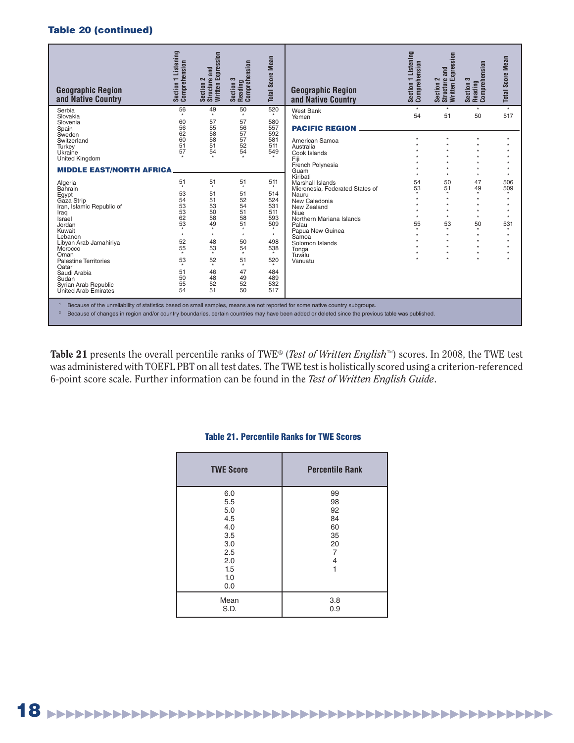### Table 20 (continued)

| Geographic Region and Native Country | Section 1 Listening Comprehension | Section 2 Structure and Written Expression | Section 3 Reading Comprehension | Total Score Mean |
|---|---|---|---|---|
| Serbia | 56 | 49 | 50 | 520 |
| Slovakia | * | * | * | * |
| Slovenia | 60 | 57 | 57 | 580 |
| Spain | 56 | 55 | 56 | 557 |
| Sweden | 62 | 58 | 57 | 592 |
| Switzerland | 60 | 58 | 57 | 581 |
| Turkey | 51 | 51 | 52 | 511 |
| Ukraine | 57 | 54 | 54 | 549 |
| United Kingdom | * | * | * | * |
| **MIDDLE EAST/NORTH AFRICA** | | | | |
| Algeria | 51 | 51 | 51 | 511 |
| Bahrain | * | * | * | * |
| Egypt | 53 | 51 | 51 | 514 |
| Gaza Strip | 54 | 51 | 52 | 524 |
| Iran, Islamic Republic of | 53 | 53 | 54 | 531 |
| Iraq | 53 | 50 | 51 | 511 |
| Israel | 62 | 58 | 58 | 593 |
| Jordan | 53 | 49 | 51 | 509 |
| Kuwait | * | * | * | * |
| Lebanon | * | * | * | * |
| Libyan Arab Jamahiriya | 52 | 48 | 50 | 498 |
| Morocco | 55 | 53 | 54 | 538 |
| Oman | * | * | * | * |
| Palestine Territories | 53 | 52 | 51 | 520 |
| Qatar | * | * | * | * |
| Saudi Arabia | 51 | 46 | 47 | 484 |
| Sudan | 50 | 48 | 49 | 489 |
| Syrian Arab Republic | 55 | 52 | 52 | 532 |
| United Arab Emirates | 54 | 51 | 50 | 517 |
| West Bank | * | * | * | * |
| Yemen | 54 | 51 | 50 | 517 |
| **PACIFIC REGION** | | | | |
| American Samoa | * | * | * | * |
| Australia | * | * | * | * |
| Cook Islands | * | * | * | * |
| Fiji | * | * | * | * |
| French Polynesia | * | * | * | * |
| Guam | * | * | * | * |
| Kiribati | * | * | * | * |
| Marshall Islands | 54 | 50 | 47 | 506 |
| Micronesia, Federated States of | 53 | 51 | 49 | 509 |
| Nauru | * | * | * | * |
| New Caledonia | * | * | * | * |
| New Zealand | * | * | * | * |
| Niue | * | * | * | * |
| Northern Mariana Islands | * | * | * | * |
| Palau | 55 | 53 | 50 | 531 |
| Papua New Guinea | * | * | * | * |
| Samoa | * | * | * | * |
| Solomon Islands | * | * | * | * |
| Tonga | * | * | * | * |
| Tuvalu | * | * | * | * |
| Vanuatu | * | * | * | * |

[1] Because of the unreliability of statistics based on small samples, means are not reported for some native country subgroups.
[2] Because of changes in region and/or country boundaries, certain countries may have been added or deleted since the previous table was published.

**Table 21** presents the overall percentile ranks of TWE® (*Test of Written English*™) scores. In 2008, the TWE test was administered with TOEFL PBT on all test dates. The TWE test is holistically scored using a criterion-referenced 6-point score scale. Further information can be found in the *Test of Written English Guide*.

**Table 21. Percentile Ranks for TWE Scores**

| TWE Score | Percentile Rank |
|---|---|
| 6.0 | 99 |
| 5.5 | 98 |
| 5.0 | 92 |
| 4.5 | 84 |
| 4.0 | 60 |
| 3.5 | 35 |
| 3.0 | 20 |
| 2.5 | 7 |
| 2.0 | 4 |
| 1.5 | 1 |
| 1.0 | |
| 0.0 | |
| Mean | 3.8 |
| S.D. | 0.9 |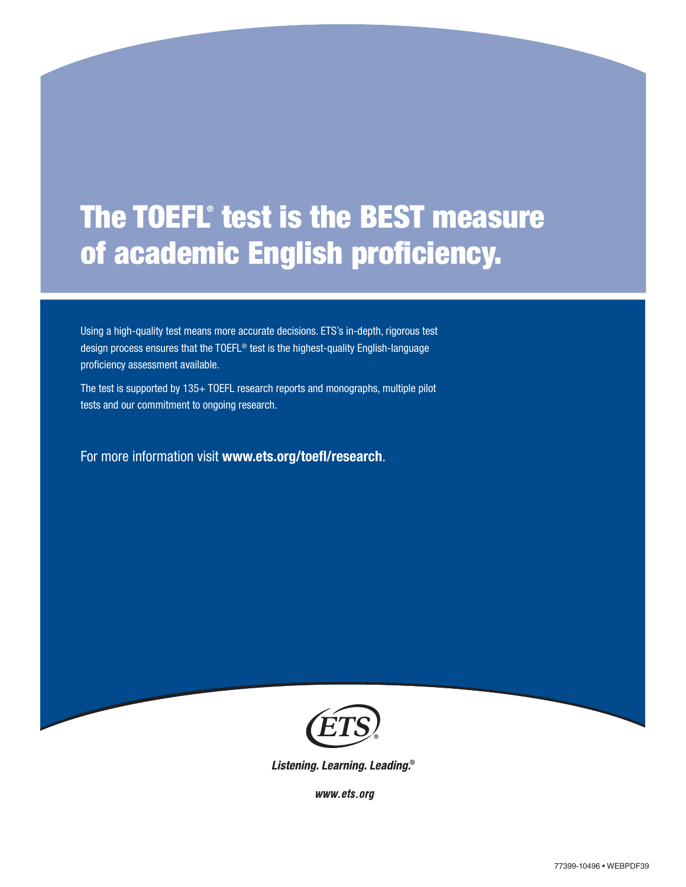# The TOEFL® test is the BEST measure of academic English proficiency.

Using a high-quality test means more accurate decisions. ETS's in-depth, rigorous test design process ensures that the TOEFL® test is the highest-quality English-language proficiency assessment available.

The test is supported by 135+ TOEFL research reports and monographs, multiple pilot tests and our commitment to ongoing research.

For more information visit **www.ets.org/toefl/research**.

ETS®

*Listening. Learning. Leading.®*

*www.ets.org*

77399-10496 • WEBPDF39